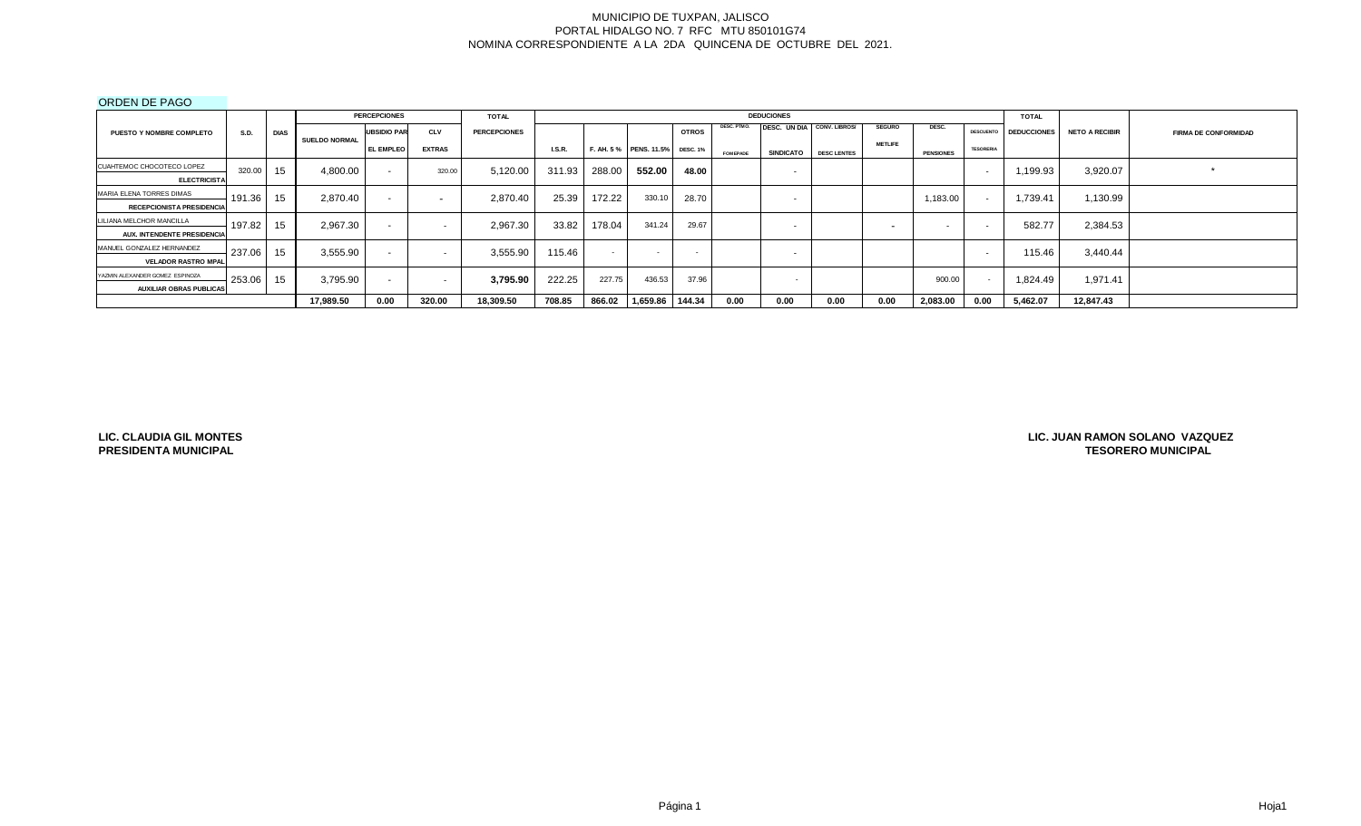MUNICIPIO DE TUXPAN, JALISCO
PORTAL HIDALGO NO. 7 RFC MTU 850101G74
NOMINA CORRESPONDIENTE A LA 2DA QUINCENA DE OCTUBRE DEL 2021.

ORDEN DE PAGO

| PUESTO Y NOMBRE COMPLETO | S.D. | DIAS | PERCEPCIONES | | | TOTAL | DEDUCIONES | | | | | | | | | | | TOTAL | NETO A RECIBIR | FIRMA DE CONFORMIDAD |
|---|---|---|---|---|---|---|---|---|---|---|---|---|---|---|---|---|---|---|---|---|
| | | | SUELDO NORMAL | UBSIDIO PAR EL EMPLEO | CLV EXTRAS | PERCEPCIONES | I.S.R. | F. AH. 5 % | PENS. 11.5% | OTROS DESC. 1% | DESC. PTMO. FONEPADE | DESC. UN DIA SINDICATO | CONV. LIBROS/ DESC LENTES | SEGURO METLIFE | DESC. PENSIONES | DESCUENTO TESORERIA | DEDUCCIONES | | |
| CUAHTEMOC CHOCOTECO LOPEZ ELECTRICISTA | 320.00 | 15 | 4,800.00 | - | 320.00 | 5,120.00 | 311.93 | 288.00 | 552.00 | 48.00 | | - | | | | - | 1,199.93 | 3,920.07 | * |
| MARIA ELENA TORRES DIMAS RECEPCIONISTA PRESIDENCIA | 191.36 | 15 | 2,870.40 | - | - | 2,870.40 | 25.39 | 172.22 | 330.10 | 28.70 | | - | | | 1,183.00 | - | 1,739.41 | 1,130.99 | |
| LILIANA MELCHOR MANCILLA AUX. INTENDENTE PRESIDENCIA | 197.82 | 15 | 2,967.30 | - | - | 2,967.30 | 33.82 | 178.04 | 341.24 | 29.67 | | - | | - | - | - | 582.77 | 2,384.53 | |
| MANUEL GONZALEZ HERNANDEZ VELADOR RASTRO MPAL | 237.06 | 15 | 3,555.90 | - | - | 3,555.90 | 115.46 | - | - | - | | - | | | | - | 115.46 | 3,440.44 | |
| YAZMIN ALEXANDER GOMEZ ESPINOZA AUXILIAR OBRAS PUBLICAS | 253.06 | 15 | 3,795.90 | - | - | 3,795.90 | 222.25 | 227.75 | 436.53 | 37.96 | | - | | | 900.00 | - | 1,824.49 | 1,971.41 | |
| | | | 17,989.50 | 0.00 | 320.00 | 18,309.50 | 708.85 | 866.02 | 1,659.86 | 144.34 | 0.00 | 0.00 | 0.00 | 0.00 | 2,083.00 | 0.00 | 5,462.07 | 12,847.43 | |

**LIC. CLAUDIA GIL MONTES**
**PRESIDENTA MUNICIPAL**

**LIC. JUAN RAMON SOLANO VAZQUEZ**
**TESORERO MUNICIPAL**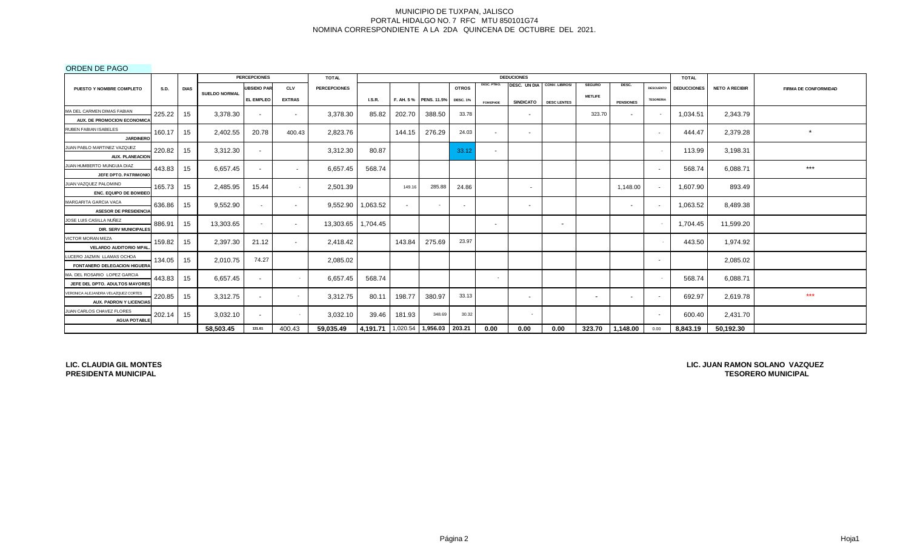MUNICIPIO DE TUXPAN, JALISCO
PORTAL HIDALGO NO. 7 RFC MTU 850101G74
NOMINA CORRESPONDIENTE A LA 2DA QUINCENA DE OCTUBRE DEL 2021.

ORDEN DE PAGO

| PUESTO Y NOMBRE COMPLETO | S.D. | DIAS | PERCEPCIONES | | | TOTAL | DEDUCCIONES | | | | | | | | | | TOTAL | NETO A RECIBIR | FIRMA DE CONFORMIDAD |
|---|---|---|---|---|---|---|---|---|---|---|---|---|---|---|---|---|---|---|---|
| | | | SUELDO NORMAL | SUBSIDIO PARA EL EMPLEO | CLV EXTRAS | PERCEPCIONES | I.S.R. | F. AH. 5 % | PENS. 11.5% | OTROS DESC. 1% | DESC. PTMO. FOMEPADE | DESC. UN DIA SINDICATO | CONV. LIBROS/ DESC LENTES | SEGURO METLIFE | DESC. PENSIONES | DESCUENTO TESORERIA | DEDUCCIONES | | |
| MA DEL CARMEN DIMAS FABIAN AUX. DE PROMOCION ECONOMICA | 225.22 | 15 | 3,378.30 | - | - | 3,378.30 | 85.82 | 202.70 | 388.50 | 33.78 | | - | | 323.70 | - | - | 1,034.51 | 2,343.79 | |
| RUBEN FABIAN ISABELES JARDINERO | 160.17 | 15 | 2,402.55 | 20.78 | 400.43 | 2,823.76 | | 144.15 | 276.29 | 24.03 | - | - | | | | - | 444.47 | 2,379.28 | * |
| JUAN PABLO MARTINEZ VAZQUEZ AUX. PLANEACION | 220.82 | 15 | 3,312.30 | - | | 3,312.30 | 80.87 | | | 33.12 | - | | | | | - | 113.99 | 3,198.31 | |
| JUAN HUMBERTO MUNGUIA DIAZ JEFE DPTO. PATRIMONIO | 443.83 | 15 | 6,657.45 | - | - | 6,657.45 | 568.74 | | | | | | | | | - | 568.74 | 6,088.71 | *** |
| JUAN VAZQUEZ PALOMINO ENC. EQUIPO DE BOMBEO | 165.73 | 15 | 2,485.95 | 15.44 | - | 2,501.39 | | 149.16 | 285.88 | 24.86 | | - | | | 1,148.00 | - | 1,607.90 | 893.49 | |
| MARGARITA GARCIA VACA ASESOR DE PRESIDENCIA | 636.86 | 15 | 9,552.90 | - | - | 9,552.90 | 1,063.52 | - | - | - | | - | | | - | - | 1,063.52 | 8,489.38 | |
| JOSE LUIS CASILLA NUÑEZ DIR. SERV MUNICIPALES | 886.91 | 15 | 13,303.65 | - | - | 13,303.65 | 1,704.45 | | | | - | | - | | | - | 1,704.45 | 11,599.20 | |
| VICTOR MORAN MEZA VELARDO AUDITORIO MPAL. | 159.82 | 15 | 2,397.30 | 21.12 | - | 2,418.42 | | 143.84 | 275.69 | 23.97 | | | | | | - | 443.50 | 1,974.92 | |
| LUCERO JAZMIN LLAMAS OCHOA FONTANERO DELEGACION HIGUERA | 134.05 | 15 | 2,010.75 | 74.27 | | 2,085.02 | | | | | | | | | | - | | 2,085.02 | |
| MA. DEL ROSARIO LOPEZ GARCIA JEFE DEL DPTO. ADULTOS MAYORES | 443.83 | 15 | 6,657.45 | - | - | 6,657.45 | 568.74 | | | | - | | | | | - | 568.74 | 6,088.71 | |
| VERONICA ALEJANDRA VELAZQUEZ CORTES AUX. PADRON Y LICENCIAS | 220.85 | 15 | 3,312.75 | - | - | 3,312.75 | 80.11 | 198.77 | 380.97 | 33.13 | | - | | - | - | - | 692.97 | 2,619.78 | *** |
| JUAN CARLOS CHAVEZ FLORES AGUA POTABLE | 202.14 | 15 | 3,032.10 | - | - | 3,032.10 | 39.46 | 181.93 | 348.69 | 30.32 | | - | | | | - | 600.40 | 2,431.70 | |
| | | | 58,503.45 | 131.61 | 400.43 | 59,035.49 | 4,191.71 | 1,020.54 | 1,956.03 | 203.21 | 0.00 | 0.00 | 0.00 | 323.70 | 1,148.00 | 0.00 | 8,843.19 | 50,192.30 | |

**LIC. CLAUDIA GIL MONTES**
**PRESIDENTA MUNICIPAL**

**LIC. JUAN RAMON SOLANO VAZQUEZ**
**TESORERO MUNICIPAL**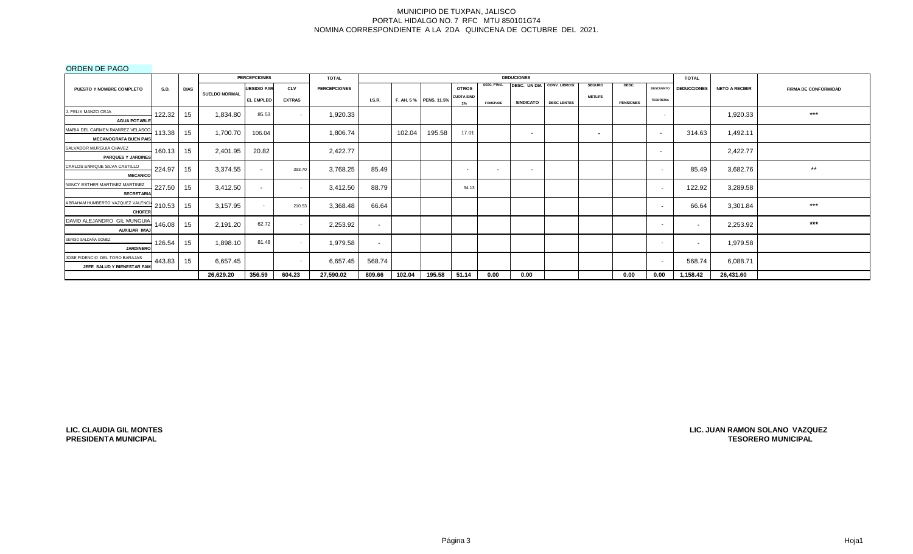MUNICIPIO DE TUXPAN, JALISCO
PORTAL HIDALGO NO. 7 RFC MTU 850101G74
NOMINA CORRESPONDIENTE A LA 2DA QUINCENA DE OCTUBRE DEL 2021.

ORDEN DE PAGO

| PUESTO Y NOMBRE COMPLETO | S.D. | DIAS | PERCEPCIONES | | | TOTAL | DEDUCIONES | | | | | | | | | | TOTAL | NETO A RECIBIR | FIRMA DE CONFORMIDAD |
|---|---|---|---|---|---|---|---|---|---|---|---|---|---|---|---|---|---|---|---|
| | | | SUELDO NORMAL | SUBSIDIO PARA EL EMPLEO | CLV EXTRAS | PERCEPCIONES | I.S.R. | F. AH. 5 % | PENS. 11.5% | OTROS CUOTA SIND 1% | DESC. PTMO. FONEPADE | DESC. UN DIA SINDICATO | CONV. LIBROS/ DESC LENTES | SEGURO METLIFE | DESC. PENSIONES | DESCUENTO TESORERIA | DEDUCCIONES | | |
| J. FELIX MANZO CEJA AGUA POTABLE | 122.32 | 15 | 1,834.80 | 85.53 | - | 1,920.33 | | | | | | | | | | - | | 1,920.33 | *** |
| MARIA DEL CARMEN RAMIREZ VELASCO MECANOGRAFA BUEN PAIS | 113.38 | 15 | 1,700.70 | 106.04 | | 1,806.74 | | 102.04 | 195.58 | 17.01 | | - | | - | | - | 314.63 | 1,492.11 | |
| SALVADOR MURGUIA CHAVEZ PARQUES Y JARDINES | 160.13 | 15 | 2,401.95 | 20.82 | | 2,422.77 | | | | | | | | | | - | | 2,422.77 | |
| CARLOS ENRIQUE SILVA CASTILLO MECANICO | 224.97 | 15 | 3,374.55 | - | 393.70 | 3,768.25 | 85.49 | | | - | - | - | | | | - | 85.49 | 3,682.76 | ** |
| NANCY ESTHER MARTINEZ MARTINEZ SECRETARIA | 227.50 | 15 | 3,412.50 | - | - | 3,412.50 | 88.79 | | | 34.13 | | | | | | - | 122.92 | 3,289.58 | |
| ABRAHAM HUMBERTO VAZQUEZ VALENCIA CHOFER | 210.53 | 15 | 3,157.95 | - | 210.53 | 3,368.48 | 66.64 | | | | | | | | | - | 66.64 | 3,301.84 | *** |
| DAVID ALEJANDRO GIL MUNGUIA AUXILIAR IMAJ | 146.08 | 15 | 2,191.20 | 62.72 | - | 2,253.92 | - | | | | | | | | | - | - | 2,253.92 | *** |
| SERGIO SALDAÑA GOMEZ JARDINERO | 126.54 | 15 | 1,898.10 | 81.48 | - | 1,979.58 | - | | | | | | | | | - | - | 1,979.58 | |
| JOSE FIDENCIO DEL TORO BARAJAS JEFE SALUD Y BIENESTAR FAM | 443.83 | 15 | 6,657.45 | | - | 6,657.45 | 568.74 | | | | | | | | | - | 568.74 | 6,088.71 | |
| | | | 26,629.20 | 356.59 | 604.23 | 27,590.02 | 809.66 | 102.04 | 195.58 | 51.14 | 0.00 | 0.00 | | | 0.00 | 0.00 | 1,158.42 | 26,431.60 | |

**LIC. CLAUDIA GIL MONTES**
**PRESIDENTA MUNICIPAL**

**LIC. JUAN RAMON SOLANO VAZQUEZ**
**TESORERO MUNICIPAL**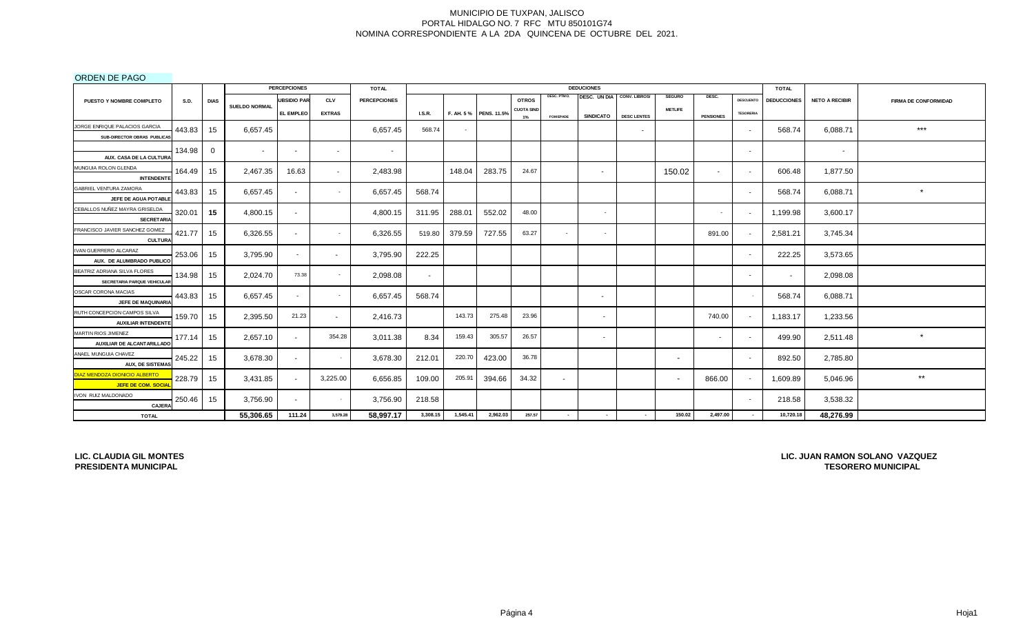MUNICIPIO DE TUXPAN, JALISCO
PORTAL HIDALGO NO. 7 RFC MTU 850101G74
NOMINA CORRESPONDIENTE A LA 2DA QUINCENA DE OCTUBRE DEL 2021.

ORDEN DE PAGO

| PUESTO Y NOMBRE COMPLETO | S.D. | DIAS | PERCEPCIONES | | | TOTAL | DEDUCCIONES | | | | | | | | | | | TOTAL | NETO A RECIBIR | FIRMA DE CONFORMIDAD |
|---|---|---|---|---|---|---|---|---|---|---|---|---|---|---|---|---|---|---|---|---|
| | | | SUELDO NORMAL | UBSIDIO PAR EL EMPLEO | CLV EXTRAS | PERCEPCIONES | I.S.R. | F. AH. 5 % | PENS. 11.5% | OTROS CUOTA SIND 1% | DESC. PTMO. FOMEPADE | DESC. UN DIA SINDICATO | CONV. LIBROS/ DESC LENTES | SEGURO METLIFE | DESC. PENSIONES | DESCUENTO TESORERIA | DEDUCCIONES | | |
| JORGE ENRIQUE PALACIOS GARCIA SUB-DIRECTOR OBRAS PUBLICAS | 443.83 | 15 | 6,657.45 | | | 6,657.45 | 568.74 | - | | | | | - | | | - | 568.74 | 6,088.71 | *** |
| AUX. CASA DE LA CULTURA | 134.98 | 0 | - | - | - | - | | | | | | | | | | - | | - | |
| MUNGUIA ROLON GLENDA INTENDENTE | 164.49 | 15 | 2,467.35 | 16.63 | - | 2,483.98 | | 148.04 | 283.75 | 24.67 | | - | | 150.02 | - | - | 606.48 | 1,877.50 | |
| GABRIEL VENTURA ZAMORA JEFE DE AGUA POTABLE | 443.83 | 15 | 6,657.45 | - | - | 6,657.45 | 568.74 | | | | | | | | | - | 568.74 | 6,088.71 | * |
| CEBALLOS NUÑEZ MAYRA GRISELDA SECRETARIA | 320.01 | 15 | 4,800.15 | - | | 4,800.15 | 311.95 | 288.01 | 552.02 | 48.00 | | - | | | - | - | 1,199.98 | 3,600.17 | |
| FRANCISCO JAVIER SANCHEZ GOMEZ CULTURA | 421.77 | 15 | 6,326.55 | - | - | 6,326.55 | 519.80 | 379.59 | 727.55 | 63.27 | - | - | | | 891.00 | - | 2,581.21 | 3,745.34 | |
| IVAN GUERRERO ALCARAZ AUX. DE ALUMBRADO PUBLICO | 253.06 | 15 | 3,795.90 | - | - | 3,795.90 | 222.25 | | | | | | | | | - | 222.25 | 3,573.65 | |
| BEATRIZ ADRIANA SILVA FLORES SECRETARIA PARQUE VEHICULAR | 134.98 | 15 | 2,024.70 | 73.38 | - | 2,098.08 | - | | | | | | | | | - | - | 2,098.08 | |
| OSCAR CORONA MACIAS JEFE DE MAQUINARIA | 443.83 | 15 | 6,657.45 | - | - | 6,657.45 | 568.74 | | | | | - | | | | - | 568.74 | 6,088.71 | |
| RUTH CONCEPCION CAMPOS SILVA AUXILIAR INTENDENTE | 159.70 | 15 | 2,395.50 | 21.23 | - | 2,416.73 | | 143.73 | 275.48 | 23.96 | | - | | | 740.00 | - | 1,183.17 | 1,233.56 | |
| MARTIN RIOS JIMENEZ AUXILIAR DE ALCANTARILLADO | 177.14 | 15 | 2,657.10 | - | 354.28 | 3,011.38 | 8.34 | 159.43 | 305.57 | 26.57 | | - | | | - | - | 499.90 | 2,511.48 | * |
| ANAEL MUNGUIA CHAVEZ AUX, DE SISTEMAS | 245.22 | 15 | 3,678.30 | - | - | 3,678.30 | 212.01 | 220.70 | 423.00 | 36.78 | | | | - | | - | 892.50 | 2,785.80 | |
| DIAZ MENDOZA DIONICIO ALBERTO JEFE DE COM. SOCIAL | 228.79 | 15 | 3,431.85 | - | 3,225.00 | 6,656.85 | 109.00 | 205.91 | 394.66 | 34.32 | - | | | - | 866.00 | - | 1,609.89 | 5,046.96 | ** |
| IVON RUIZ MALDONADO CAJERA | 250.46 | 15 | 3,756.90 | - | - | 3,756.90 | 218.58 | | | | | | | | | - | 218.58 | 3,538.32 | |
| TOTAL | | | 55,306.65 | 111.24 | 3,579.28 | 58,997.17 | 3,308.15 | 1,545.41 | 2,962.03 | 257.57 | - | - | - | 150.02 | 2,497.00 | - | 10,720.18 | 48,276.99 | |

**LIC. CLAUDIA GIL MONTES**
**PRESIDENTA MUNICIPAL**

**LIC. JUAN RAMON SOLANO VAZQUEZ**
**TESORERO MUNICIPAL**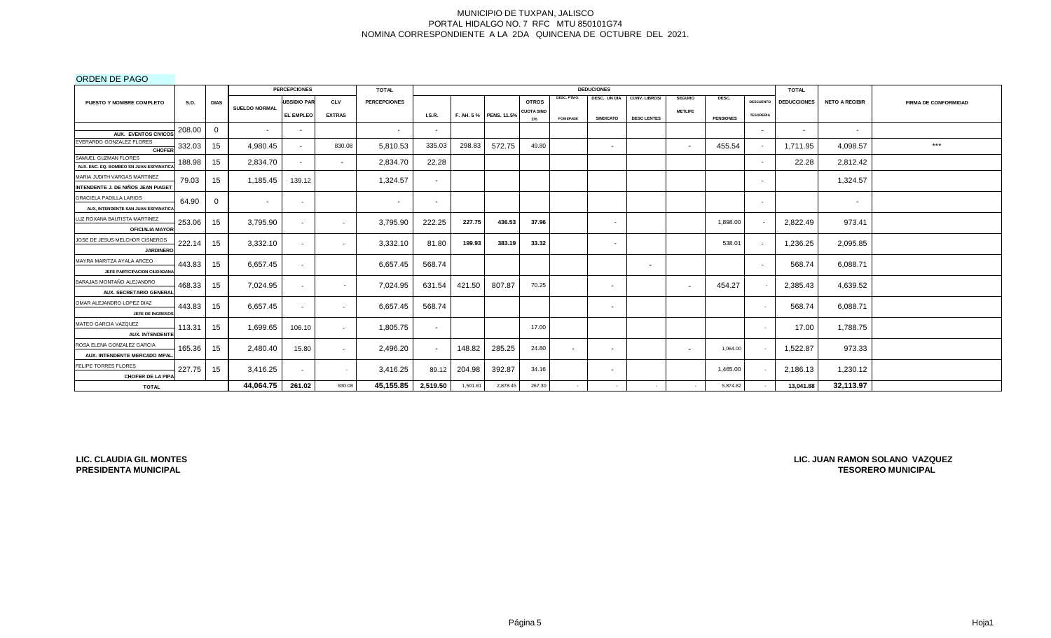MUNICIPIO DE TUXPAN, JALISCO
PORTAL HIDALGO NO. 7 RFC MTU 850101G74
NOMINA CORRESPONDIENTE A LA 2DA QUINCENA DE OCTUBRE DEL 2021.

ORDEN DE PAGO

| PUESTO Y NOMBRE COMPLETO | S.D. | DIAS | PERCEPCIONES | | | TOTAL | DEDUCIONES | | | | | | | | | | | TOTAL | NETO A RECIBIR | FIRMA DE CONFORMIDAD |
|---|---|---|---|---|---|---|---|---|---|---|---|---|---|---|---|---|---|---|---|---|
| | | | SUELDO NORMAL | UBSIDIO PAR EL EMPLEO | CLV EXTRAS | PERCEPCIONES | I.S.R. | F. AH. 5 % | PENS. 11.5% | OTROS CUOTA SIND 1% | DESC. PTMO. FONEPADE | DESC. UN DIA SINDICATO | CONV. LIBROS/ DESC LENTES | SEGURO METLIFE | DESC. PENSIONES | DESCUENTO TESORERIA | DEDUCCIONES | | |
| AUX. EVENTOS CIVICOS | 208.00 | 0 | - | - | | - | - | | | | | | | | | - | - | - | |
| EVERARDO GONZALEZ FLORES CHOFER | 332.03 | 15 | 4,980.45 | - | 830.08 | 5,810.53 | 335.03 | 298.83 | 572.75 | 49.80 | | - | | - | 455.54 | - | 1,711.95 | 4,098.57 | *** |
| SAMUEL GUZMAN FLORES AUX. ENC. EQ. BOMBEO SN JUAN ESPANATICA | 188.98 | 15 | 2,834.70 | - | - | 2,834.70 | 22.28 | | | | | | | | | - | 22.28 | 2,812.42 | |
| MARIA JUDITH VARGAS MARTINEZ INTENDENTE J. DE NIÑOS JEAN PIAGET | 79.03 | 15 | 1,185.45 | 139.12 | | 1,324.57 | - | | | | | | | | | - | | 1,324.57 | |
| GRACIELA PADILLA LARIOS AUX. INTENDENTE SAN JUAN ESPANATICA | 64.90 | 0 | - | - | | - | - | | | | | | | | | - | | - | |
| LUZ ROXANA BAUTISTA MARTINEZ OFICIALIA MAYOR | 253.06 | 15 | 3,795.90 | - | - | 3,795.90 | 222.25 | 227.75 | 436.53 | 37.96 | | - | | | 1,898.00 | - | 2,822.49 | 973.41 | |
| JOSE DE JESUS MELCHOR CISNEROS JARDINERO | 222.14 | 15 | 3,332.10 | - | - | 3,332.10 | 81.80 | 199.93 | 383.19 | 33.32 | | - | | | 538.01 | - | 1,236.25 | 2,095.85 | |
| MAYRA MARITZA AYALA ARCEO JEFE PARTICIPACION CIUDADANA | 443.83 | 15 | 6,657.45 | - | | 6,657.45 | 568.74 | | | | | | - | | | - | 568.74 | 6,088.71 | |
| BARAJAS MONTAÑO ALEJANDRO AUX. SECRETARIO GENERAL | 468.33 | 15 | 7,024.95 | - | - | 7,024.95 | 631.54 | 421.50 | 807.87 | 70.25 | | - | | - | 454.27 | - | 2,385.43 | 4,639.52 | |
| OMAR ALEJANDRO LOPEZ DIAZ JEFE DE INGRESOS | 443.83 | 15 | 6,657.45 | - | - | 6,657.45 | 568.74 | | | | | - | | | | - | 568.74 | 6,088.71 | |
| MATEO GARCIA VAZQUEZ AUX. INTENDENTE | 113.31 | 15 | 1,699.65 | 106.10 | - | 1,805.75 | - | | | 17.00 | | | | | | - | 17.00 | 1,788.75 | |
| ROSA ELENA GONZALEZ GARCIA AUX. INTENDENTE MERCADO MPAL. | 165.36 | 15 | 2,480.40 | 15.80 | - | 2,496.20 | - | 148.82 | 285.25 | 24.80 | - | - | | - | 1,064.00 | - | 1,522.87 | 973.33 | |
| FELIPE TORRES FLORES CHOFER DE LA PIPA | 227.75 | 15 | 3,416.25 | - | - | 3,416.25 | 89.12 | 204.98 | 392.87 | 34.16 | | - | | | 1,465.00 | - | 2,186.13 | 1,230.12 | |
| TOTAL | | | 44,064.75 | 261.02 | 830.08 | 45,155.85 | 2,519.50 | 1,501.81 | 2,878.45 | 267.30 | - | - | - | - | 5,874.82 | - | 13,041.88 | 32,113.97 | |

**LIC. CLAUDIA GIL MONTES**
**PRESIDENTA MUNICIPAL**

**LIC. JUAN RAMON SOLANO VAZQUEZ**
**TESORERO MUNICIPAL**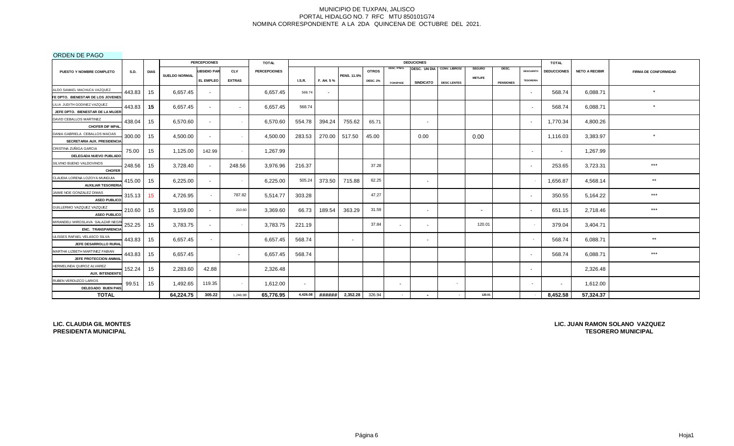MUNICIPIO DE TUXPAN, JALISCO
PORTAL HIDALGO NO. 7 RFC MTU 850101G74
NOMINA CORRESPONDIENTE A LA 2DA QUINCENA DE OCTUBRE DEL 2021.

ORDEN DE PAGO

| PUESTO Y NOMBRE COMPLETO | S.D. | DIAS | PERCEPCIONES | | | TOTAL | DEDUCIONES | | | | | | | | | | | TOTAL | NETO A RECIBIR | FIRMA DE CONFORMIDAD |
|---|---|---|---|---|---|---|---|---|---|---|---|---|---|---|---|---|---|---|---|---|
| | | | SUELDO NORMAL | UBSIDIO PAR EL EMPLEO | CLV EXTRAS | PERCEPCIONES | I.S.R. | F. AH. 5 % | PENS. 11.5% | OTROS DESC. 2% | DESC. PTMO. FOMEPADE | DESC. UN DIA SINDICATO | CONV. LIBROS/ DESC LENTES | SEGURO METLIFE | DESC. PENSIONES | DESCUENTO TESORERIA | DEDUCCIONES | | |
| ALDO SAMAEL MACHUCA VAZQUEZ FE DPTO. BIENESTAR DE LOS JOVENES | 443.83 | 15 | 6,657.45 | - | | 6,657.45 | 568.74 | - | | | | | | | | - | 568.74 | 6,088.71 | * |
| LILIA JUDITH GODINEZ VAZQUEZ JEFE DPTO. BIENESTAR DE LA MUJER | 443.83 | 15 | 6,657.45 | - | - | 6,657.45 | 568.74 | | | | | | | | | - | 568.74 | 6,088.71 | * |
| DAVID CEBALLOS MARTINEZ CHOFER DIF MPAL. | 438.04 | 15 | 6,570.60 | - | - | 6,570.60 | 554.78 | 394.24 | 755.62 | 65.71 | | - | | | | - | 1,770.34 | 4,800.26 | |
| DANIA GABRIELA CEBALLOS MACIAS SECRETARIA AUX. PRESIDENCIA | 300.00 | 15 | 4,500.00 | - | - | 4,500.00 | 283.53 | 270.00 | 517.50 | 45.00 | | 0.00 | | 0.00 | | | 1,116.03 | 3,383.97 | * |
| CRISTINA ZUÑIGA GARCIA DELEGADA NUEVO PUBLADO | 75.00 | 15 | 1,125.00 | 142.99 | - | 1,267.99 | | | | | | | | | | - | - | 1,267.99 | |
| SILVINO BUENO VALDOVINOS CHOFER | 248.56 | 15 | 3,728.40 | - | 248.56 | 3,976.96 | 216.37 | | | 37.28 | | | | | | - | 253.65 | 3,723.31 | *** |
| CLAUDIA LORENA LOZOYA MUNGUIA AUXILIAR TESORERIA | 415.00 | 15 | 6,225.00 | - | - | 6,225.00 | 505.24 | 373.50 | 715.88 | 62.25 | | - | | | | - | 1,656.87 | 4,568.14 | ** |
| JAIME NOE GONZALEZ DIMAS ASEO PUBLICO | 315.13 | 15 | 4,726.95 | - | 787.82 | 5,514.77 | 303.28 | | | 47.27 | | | | | | - | 350.55 | 5,164.22 | *** |
| GUILLERMO VAZQUEZ VAZQUEZ ASEO PUBLICO | 210.60 | 15 | 3,159.00 | - | 210.60 | 3,369.60 | 66.73 | 189.54 | 363.29 | 31.59 | | - | | - | | - | 651.15 | 2,718.46 | *** |
| MIRANDELI MIROSLAVA SALAZAR NEGR ENC. TRANSPARENCIA | 252.25 | 15 | 3,783.75 | - | - | 3,783.75 | 221.19 | | | 37.84 | - | - | | 120.01 | | - | 379.04 | 3,404.71 | |
| ULISSES RAFAEL VELASCO SILVA JEFE DESARROLLO RURAL | 443.83 | 15 | 6,657.45 | - | | 6,657.45 | 568.74 | | - | | | - | | | | - | 568.74 | 6,088.71 | ** |
| MARTHA LIZBETH MARTINEZ FABIAN JEFE PROTECCION ANIMAL | 443.83 | 15 | 6,657.45 | | - | 6,657.45 | 568.74 | | | | | | | | | - | 568.74 | 6,088.71 | *** |
| HERMELINDA QUIROZ ALVAREZ AUX. INTENDENTE | 152.24 | 15 | 2,283.60 | 42.88 | | 2,326.48 | | | | | | | | | | - | | 2,326.48 | |
| RUBEN VERDUZCO LARIOS DELEGADO BUEN PAIS | 99.51 | 15 | 1,492.65 | 119.35 | - | 1,612.00 | - | | | | - | | - | | | - | - | 1,612.00 | |
| **TOTAL** | | | **64,224.75** | **305.22** | 1,246.98 | **65,776.95** | 4,426.08 | ###### | 2,352.28 | 326.94 | - | - | - | 120.01 | | - | **8,452.58** | **57,324.37** | |

**LIC. CLAUDIA GIL MONTES**
**PRESIDENTA MUNICIPAL**

**LIC. JUAN RAMON SOLANO VAZQUEZ**
**TESORERO MUNICIPAL**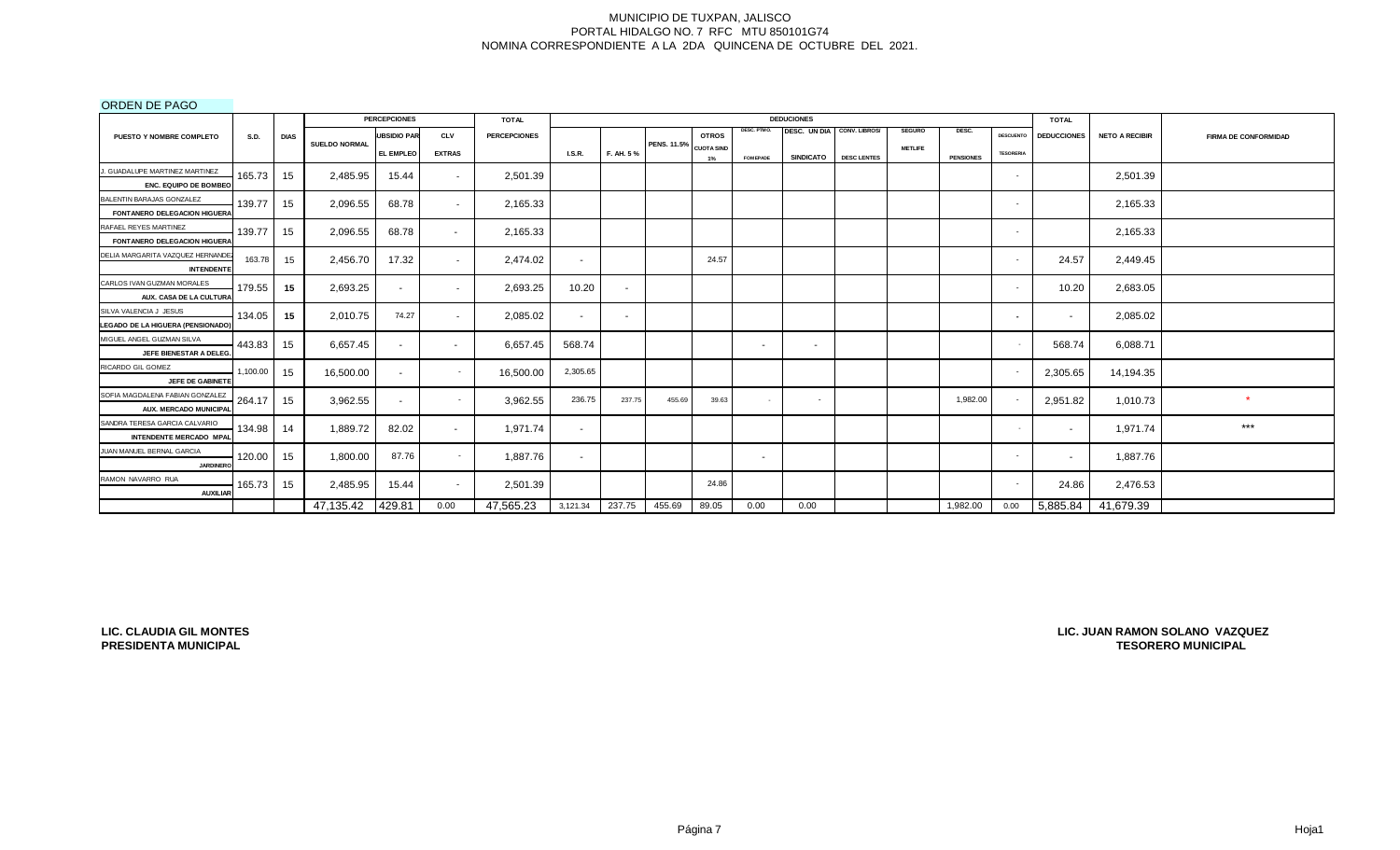MUNICIPIO DE TUXPAN, JALISCO
PORTAL HIDALGO NO. 7 RFC MTU 850101G74
NOMINA CORRESPONDIENTE A LA 2DA QUINCENA DE OCTUBRE DEL 2021.

ORDEN DE PAGO

| PUESTO Y NOMBRE COMPLETO | S.D. | DIAS | PERCEPCIONES | | | TOTAL | DEDUCIONES | | | | | | | | | | | TOTAL | NETO A RECIBIR | FIRMA DE CONFORMIDAD |
|---|---|---|---|---|---|---|---|---|---|---|---|---|---|---|---|---|---|---|---|---|
| | | | SUELDO NORMAL | UBSIDIO PAR EL EMPLEO | CLV EXTRAS | PERCEPCIONES | I.S.R. | F. AH. 5 % | PENS. 11.5% | OTROS CUOTA SIND 1% | DESC. PTMO. FOMEPADE | DESC. UN DIA SINDICATO | CONV. LIBROS/ DESC LENTES | SEGURO METLIFE | DESC. PENSIONES | DESCUENTO TESORERIA | DEDUCCIONES | | |
| J. GUADALUPE MARTINEZ MARTINEZ<br>ENC. EQUIPO DE BOMBEO | 165.73 | 15 | 2,485.95 | 15.44 | - | 2,501.39 | | | | | | | | | | - | | 2,501.39 | |
| BALENTIN BARAJAS GONZALEZ<br>FONTANERO DELEGACION HIGUERA | 139.77 | 15 | 2,096.55 | 68.78 | - | 2,165.33 | | | | | | | | | | - | | 2,165.33 | |
| RAFAEL REYES MARTINEZ<br>FONTANERO DELEGACION HIGUERA | 139.77 | 15 | 2,096.55 | 68.78 | - | 2,165.33 | | | | | | | | | | - | | 2,165.33 | |
| DELIA MARGARITA VAZQUEZ HERNANDEZ<br>INTENDENTE | 163.78 | 15 | 2,456.70 | 17.32 | - | 2,474.02 | - | | | 24.57 | | | | | | - | 24.57 | 2,449.45 | |
| CARLOS IVAN GUZMAN MORALES<br>AUX. CASA DE LA CULTURA | 179.55 | 15 | 2,693.25 | - | - | 2,693.25 | 10.20 | - | | | | | | | | - | 10.20 | 2,683.05 | |
| SILVA VALENCIA J JESUS<br>LEGADO DE LA HIGUERA (PENSIONADO) | 134.05 | 15 | 2,010.75 | 74.27 | - | 2,085.02 | - | - | | | | | | | | - | - | 2,085.02 | |
| MIGUEL ANGEL GUZMAN SILVA<br>JEFE BIENESTAR A DELEG. | 443.83 | 15 | 6,657.45 | - | - | 6,657.45 | 568.74 | | | | - | - | | | | - | 568.74 | 6,088.71 | |
| RICARDO GIL GOMEZ<br>JEFE DE GABINETE | 1,100.00 | 15 | 16,500.00 | - | - | 16,500.00 | 2,305.65 | | | | | | | | | - | 2,305.65 | 14,194.35 | |
| SOFIA MAGDALENA FABIAN GONZALEZ<br>AUX. MERCADO MUNICIPAL | 264.17 | 15 | 3,962.55 | - | - | 3,962.55 | 236.75 | 237.75 | 455.69 | 39.63 | - | - | | | 1,982.00 | - | 2,951.82 | 1,010.73 | * |
| SANDRA TERESA GARCIA CALVARIO<br>INTENDENTE MERCADO MPAL | 134.98 | 14 | 1,889.72 | 82.02 | - | 1,971.74 | - | | | | | | | | | - | - | 1,971.74 | *** |
| JUAN MANUEL BERNAL GARCIA<br>JARDINERO | 120.00 | 15 | 1,800.00 | 87.76 | - | 1,887.76 | - | | | | - | | | | | - | - | 1,887.76 | |
| RAMON NAVARRO RUA<br>AUXILIAR | 165.73 | 15 | 2,485.95 | 15.44 | - | 2,501.39 | | | | 24.86 | | | | | | - | 24.86 | 2,476.53 | |
| | | | 47,135.42 | 429.81 | 0.00 | 47,565.23 | 3,121.34 | 237.75 | 455.69 | 89.05 | 0.00 | 0.00 | | | 1,982.00 | 0.00 | 5,885.84 | 41,679.39 | |

**LIC. CLAUDIA GIL MONTES**
**PRESIDENTA MUNICIPAL**

**LIC. JUAN RAMON SOLANO VAZQUEZ**
**TESORERO MUNICIPAL**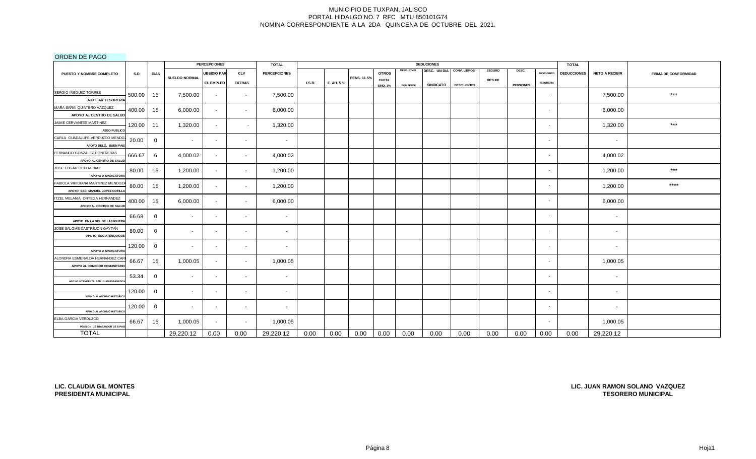MUNICIPIO DE TUXPAN, JALISCO
PORTAL HIDALGO NO. 7 RFC MTU 850101G74
NOMINA CORRESPONDIENTE A LA 2DA QUINCENA DE OCTUBRE DEL 2021.

ORDEN DE PAGO

| PUESTO Y NOMBRE COMPLETO | S.D. | DIAS | PERCEPCIONES | | | TOTAL | DEDUCIONES | | | | | | | | | | | TOTAL | NETO A RECIBIR | FIRMA DE CONFORMIDAD |
|---|---|---|---|---|---|---|---|---|---|---|---|---|---|---|---|---|---|---|---|---|
| | | | SUELDO NORMAL | SUBSIDIO PAR EL EMPLEO | CLV EXTRAS | PERCEPCIONES | I.S.R. | F. AH. 5 % | PENS. 11.5% | OTROS CUOTA SIND. 1% | DESC. PTMO. FOMEPADE | DESC. UN DIA SINDICATO | CONV. LIBROS/ DESC LENTES | SEGURO METLIFE | DESC. PENSIONES | DESCUENTO TESORERIA | DEDUCCIONES | | | |
| SERGIO IÑEGUEZ TORRES AUXILIAR TESORERIA | 500.00 | 15 | 7,500.00 | - | - | 7,500.00 | | | | | | | | | | - | | 7,500.00 | *** |
| MARA SARAI QUINTERO VAZQUEZ APOYO AL CENTRO DE SALUD | 400.00 | 15 | 6,000.00 | - | - | 6,000.00 | | | | | | | | | | - | | 6,000.00 | |
| JAIME CERVANTES MARTINEZ ASEO PUBLICO | 120.00 | 11 | 1,320.00 | - | - | 1,320.00 | | | | | | | | | | - | | 1,320.00 | *** |
| CARLA GUADALUPE VERDUZCO MENDOZ APOYO DELG. BUEN PAIS | 20.00 | 0 | - | - | - | - | | | | | | | | | | - | | - | |
| FERNANDO GONZALEZ CONTRERAS APOYO AL CENTRO DE SALUD | 666.67 | 6 | 4,000.02 | - | - | 4,000.02 | | | | | | | | | | - | | 4,000.02 | |
| JOSE EDGAR OCHOA DIAZ APOYO A SINDICATURA | 80.00 | 15 | 1,200.00 | - | - | 1,200.00 | | | | | | | | | | - | | 1,200.00 | *** |
| FABIOLA VIRIDIANA MARTINEZ MENDOZA APOYO ESC. MANUEL LOPEZ COTILLA | 80.00 | 15 | 1,200.00 | - | - | 1,200.00 | | | | | | | | | | - | | 1,200.00 | **** |
| ITZEL MELANIA ORTEGA HERNANDEZ APOYO AL CENTRO DE SALUD | 400.00 | 15 | 6,000.00 | - | - | 6,000.00 | | | | | | | | | | - | | 6,000.00 | |
| APOYO EN LA DEL DE LA HIGUERA | 66.68 | 0 | - | - | - | - | | | | | | | | | | - | | - | |
| JOSE SALOME CASTREJON GAYTAN APOYO ESC ATENQUIQUE | 80.00 | 0 | - | - | - | - | | | | | | | | | | - | | - | |
| APOYO A SINDICATURA | 120.00 | 0 | - | - | - | - | | | | | | | | | | - | | - | |
| ALONDRA ESMERALDA HERNANDEZ CAR APOYO AL COMEDOR COMUNITARIO | 66.67 | 15 | 1,000.05 | - | - | 1,000.05 | | | | | | | | | | - | | 1,000.05 | |
| APOYO INTENDENTE SAN JUAN ESPANATICA | 53.34 | 0 | - | - | - | - | | | | | | | | | | - | | - | |
| APOYO AL ARCHIVO HISTORICO | 120.00 | 0 | - | - | - | - | | | | | | | | | | - | | - | |
| APOYO AL ARCHIVO HISTORICO | 120.00 | 0 | - | - | - | - | | | | | | | | | | - | | - | |
| ELBA GARCIA VERDUZCO PENSION DE TRABAJADOR DE B PAS | 66.67 | 15 | 1,000.05 | - | - | 1,000.05 | | | | | | | | | | - | | 1,000.05 | |
| TOTAL | | | 29,220.12 | 0.00 | 0.00 | 29,220.12 | 0.00 | 0.00 | 0.00 | 0.00 | 0.00 | 0.00 | 0.00 | 0.00 | 0.00 | 0.00 | 0.00 | 29,220.12 | |

**LIC. CLAUDIA GIL MONTES**
**PRESIDENTA MUNICIPAL**

**LIC. JUAN RAMON SOLANO VAZQUEZ**
**TESORERO MUNICIPAL**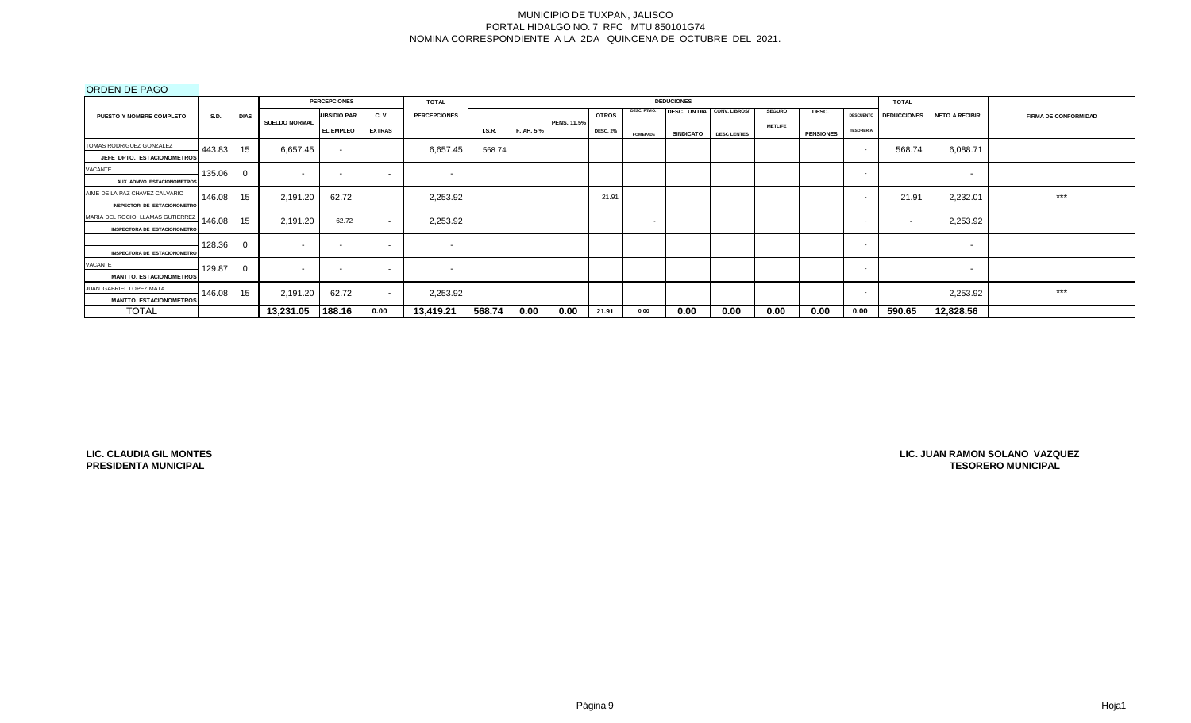MUNICIPIO DE TUXPAN, JALISCO
PORTAL HIDALGO NO. 7 RFC MTU 850101G74
NOMINA CORRESPONDIENTE A LA 2DA QUINCENA DE OCTUBRE DEL 2021.

ORDEN DE PAGO

| PUESTO Y NOMBRE COMPLETO | S.D. | DIAS | PERCEPCIONES | | | TOTAL | DEDUCIONES | | | | | | | | | | | TOTAL | NETO A RECIBIR | FIRMA DE CONFORMIDAD |
|---|---|---|---|---|---|---|---|---|---|---|---|---|---|---|---|---|---|---|---|---|
| | | | SUELDO NORMAL | UBSIDIO PAR EL EMPLEO | CLV EXTRAS | PERCEPCIONES | I.S.R. | F. AH. 5 % | PENS. 11.5% | OTROS DESC. 2% | DESC. PTMO. FOMEPADE | DESC. UN DIA SINDICATO | CONV. LIBROS/ DESC LENTES | SEGURO METLIFE | DESC. PENSIONES | DESCUENTO TESORERIA | DEDUCCIONES | | | |
| TOMAS RODRIGUEZ GONZALEZ JEFE DPTO. ESTACIONOMETROS | 443.83 | 15 | 6,657.45 | - | | 6,657.45 | 568.74 | | | | | | | | | - | 568.74 | 6,088.71 | |
| VACANTE AUX. ADMVO. ESTACIONOMETROS | 135.06 | 0 | - | - | - | - | | | | | | | | | | - | | - | |
| AIME DE LA PAZ CHAVEZ CALVARIO INSPECTOR DE ESTACIONOMETRO | 146.08 | 15 | 2,191.20 | 62.72 | - | 2,253.92 | | | | 21.91 | | | | | | - | 21.91 | 2,232.01 | *** |
| MARIA DEL ROCIO LLAMAS GUTIERREZ INSPECTORA DE ESTACIONOMETRO | 146.08 | 15 | 2,191.20 | 62.72 | - | 2,253.92 | | | | | - | | | | | - | - | 2,253.92 | |
| INSPECTORA DE ESTACIONOMETRO | 128.36 | 0 | - | - | - | - | | | | | | | | | | - | | - | |
| VACANTE MANTTO. ESTACIONOMETROS | 129.87 | 0 | - | - | - | - | | | | | | | | | | - | | - | |
| JUAN GABRIEL LOPEZ MATA MANTTO. ESTACIONOMETROS | 146.08 | 15 | 2,191.20 | 62.72 | - | 2,253.92 | | | | | | | | | | - | | 2,253.92 | *** |
| TOTAL | | | 13,231.05 | 188.16 | 0.00 | 13,419.21 | 568.74 | 0.00 | 0.00 | 21.91 | 0.00 | 0.00 | 0.00 | 0.00 | 0.00 | 0.00 | 590.65 | 12,828.56 | |

**LIC. CLAUDIA GIL MONTES**
**PRESIDENTA MUNICIPAL**

**LIC. JUAN RAMON SOLANO VAZQUEZ**
**TESORERO MUNICIPAL**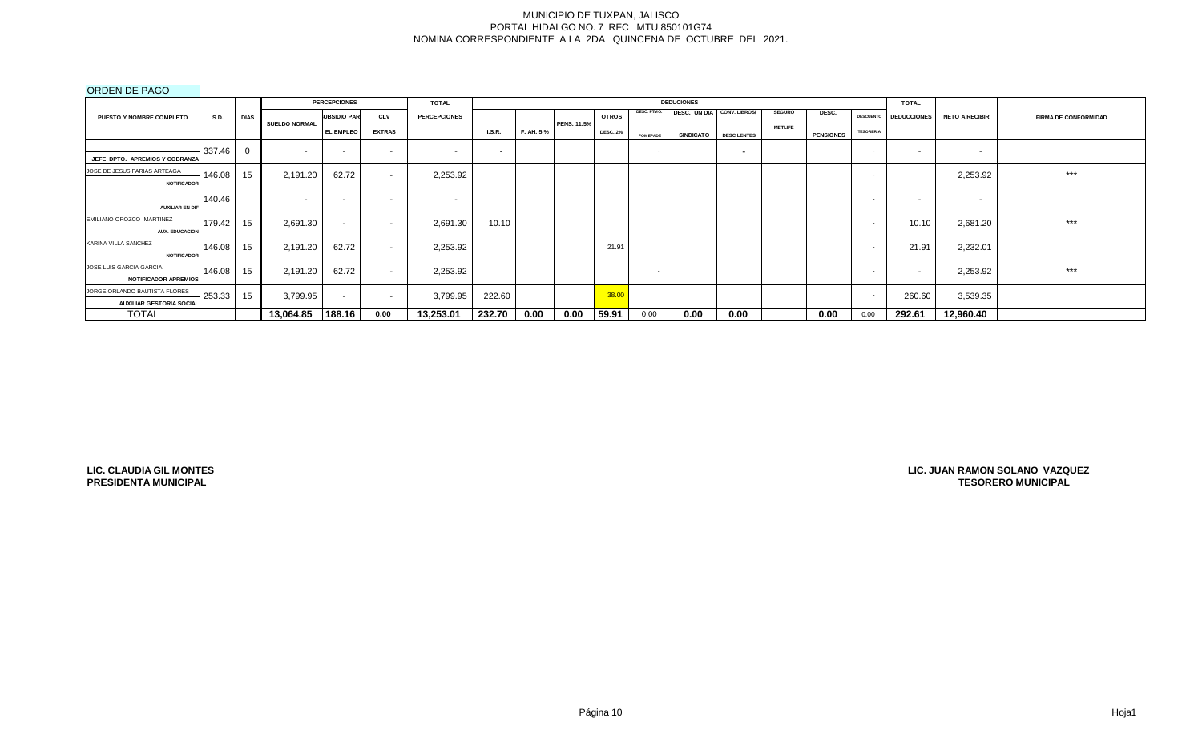MUNICIPIO DE TUXPAN, JALISCO
PORTAL HIDALGO NO. 7 RFC MTU 850101G74
NOMINA CORRESPONDIENTE A LA 2DA QUINCENA DE OCTUBRE DEL 2021.

ORDEN DE PAGO

| PUESTO Y NOMBRE COMPLETO | S.D. | DIAS | PERCEPCIONES | | | TOTAL | DEDUCIONES | | | | | | | | | | | TOTAL | NETO A RECIBIR | FIRMA DE CONFORMIDAD |
|---|---|---|---|---|---|---|---|---|---|---|---|---|---|---|---|---|---|---|---|---|
| | | | SUELDO NORMAL | SUBSIDIO PAR EL EMPLEO | CLV EXTRAS | PERCEPCIONES | I.S.R. | F. AH. 5 % | PENS. 11.5% | OTROS DESC. 2% | DESC. PTMO. FONEPADE | DESC. UN DIA SINDICATO | CONV. LIBROS/ DESC LENTES | SEGURO METLIFE | DESC. PENSIONES | DESCUENTO TESORERIA | DEDUCCIONES | | |
| JEFE DPTO. APREMIOS Y COBRANZA | 337.46 | 0 | - | - | - | - | - | | | | - | | - | | | - | - | - | |
| JOSE DE JESUS FARIAS ARTEAGA NOTIFICADOR | 146.08 | 15 | 2,191.20 | 62.72 | - | 2,253.92 | | | | | | | | | | - | | 2,253.92 | *** |
| AUXILIAR EN DIF | 140.46 | | - | - | - | - | | | | | - | | | | | - | - | - | |
| EMILIANO OROZCO MARTINEZ AUX. EDUCACION | 179.42 | 15 | 2,691.30 | - | - | 2,691.30 | 10.10 | | | | | | | | | - | 10.10 | 2,681.20 | *** |
| KARINA VILLA SANCHEZ NOTIFICADOR | 146.08 | 15 | 2,191.20 | 62.72 | - | 2,253.92 | | | | 21.91 | | | | | | - | 21.91 | 2,232.01 | |
| JOSE LUIS GARCIA GARCIA NOTIFICADOR APREMIOS | 146.08 | 15 | 2,191.20 | 62.72 | - | 2,253.92 | | | | | - | | | | | - | - | 2,253.92 | *** |
| JORGE ORLANDO BAUTISTA FLORES AUXILIAR GESTORIA SOCIAL | 253.33 | 15 | 3,799.95 | - | - | 3,799.95 | 222.60 | | | 38.00 | | | | | | - | 260.60 | 3,539.35 | |
| TOTAL | | | 13,064.85 | 188.16 | 0.00 | 13,253.01 | 232.70 | 0.00 | 0.00 | 59.91 | 0.00 | 0.00 | 0.00 | | 0.00 | 0.00 | 292.61 | 12,960.40 | |

**LIC. CLAUDIA GIL MONTES**
**PRESIDENTA MUNICIPAL**

**LIC. JUAN RAMON SOLANO VAZQUEZ**
**TESORERO MUNICIPAL**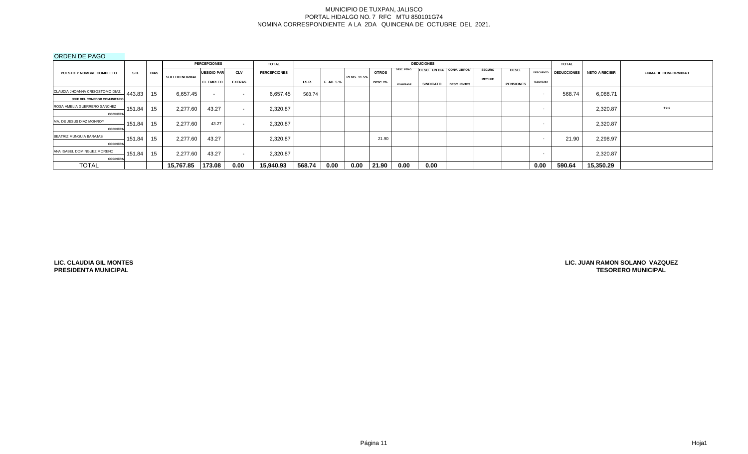MUNICIPIO DE TUXPAN, JALISCO
PORTAL HIDALGO NO. 7 RFC MTU 850101G74
NOMINA CORRESPONDIENTE A LA 2DA QUINCENA DE OCTUBRE DEL 2021.

ORDEN DE PAGO

| PUESTO Y NOMBRE COMPLETO | S.D. | DIAS | PERCEPCIONES | | | TOTAL | DEDUCIONES | | | | | | | | | | TOTAL | NETO A RECIBIR | FIRMA DE CONFORMIDAD |
|---|---|---|---|---|---|---|---|---|---|---|---|---|---|---|---|---|---|---|---|
| | | | SUELDO NORMAL | UBSIDIO PAR EL EMPLEO | CLV EXTRAS | PERCEPCIONES | I.S.R. | F. AH. 5 % | PENS. 11.5% | OTROS DESC. 2% | DESC. PTMO. FONEPADE | DESC. UN DIA SINDICATO | CONV. LIBROS/ DESC LENTES | SEGURO METLIFE | DESC. PENSIONES | DESCUENTO TESORERIA | DEDUCCIONES | | |
| CLAUDIA JHOANNA CRISOSTOMO DIAZ JEFE DEL COMEDOR COMUNITARIO | 443.83 | 15 | 6,657.45 | - | - | 6,657.45 | 568.74 | | | | | | | | | - | 568.74 | 6,088.71 | |
| ROSA AMELIA GUERRERO SANCHEZ COCINERA | 151.84 | 15 | 2,277.60 | 43.27 | - | 2,320.87 | | | | | | | | | | - | | 2,320.87 | *** |
| MA. DE JESUS DIAZ MONROY COCINERA | 151.84 | 15 | 2,277.60 | 43.27 | - | 2,320.87 | | | | | | | | | | - | | 2,320.87 | |
| BEATRIZ MUNGUIA BARAJAS COCINERA | 151.84 | 15 | 2,277.60 | 43.27 | | 2,320.87 | | | | 21.90 | | | | | | - | 21.90 | 2,298.97 | |
| ANA ISABEL DOMINGUEZ MORENO COCINERA | 151.84 | 15 | 2,277.60 | 43.27 | - | 2,320.87 | | | | | | | | | | - | | 2,320.87 | |
| TOTAL | | | 15,767.85 | 173.08 | 0.00 | 15,940.93 | 568.74 | 0.00 | 0.00 | 21.90 | 0.00 | 0.00 | | | | 0.00 | 590.64 | 15,350.29 | |

**LIC. CLAUDIA GIL MONTES**
**PRESIDENTA MUNICIPAL**

**LIC. JUAN RAMON SOLANO VAZQUEZ**
**TESORERO MUNICIPAL**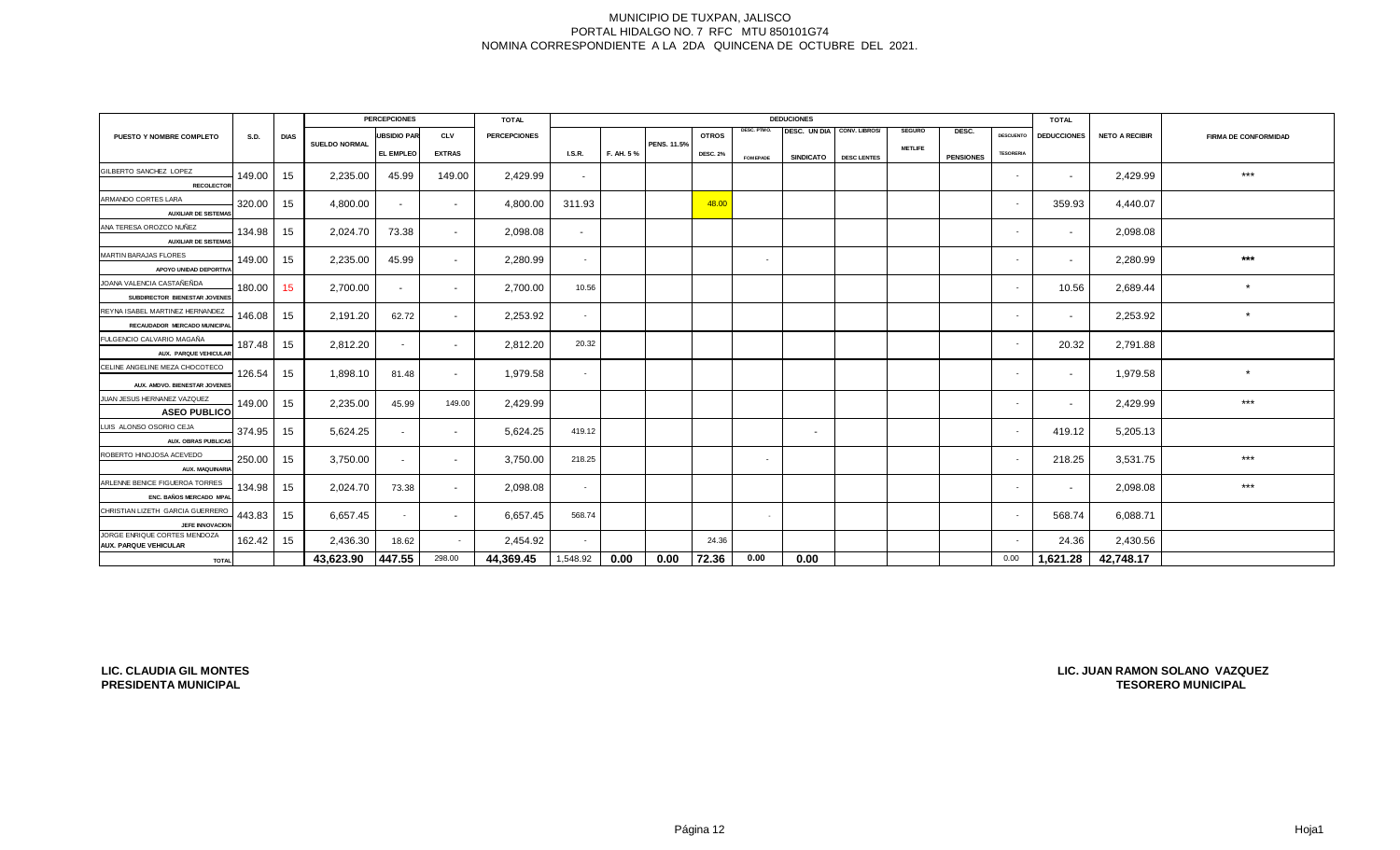MUNICIPIO DE TUXPAN, JALISCO
PORTAL HIDALGO NO. 7 RFC MTU 850101G74
NOMINA CORRESPONDIENTE A LA 2DA QUINCENA DE OCTUBRE DEL 2021.

| PUESTO Y NOMBRE COMPLETO | S.D. | DIAS | PERCEPCIONES | | | TOTAL | DEDUCIONES | | | | | | | | | | | TOTAL | NETO A RECIBIR | FIRMA DE CONFORMIDAD |
|---|---|---|---|---|---|---|---|---|---|---|---|---|---|---|---|---|---|---|---|
| | | | SUELDO NORMAL | UBSIDIO PAR EL EMPLEO | CLV EXTRAS | PERCEPCIONES | I.S.R. | F. AH. 5 % | PENS. 11.5% | OTROS DESC. 2% | DESC. PTMO. FOMEPADE | DESC. UN DIA SINDICATO | CONV. LIBROS/ DESC LENTES | SEGURO METLIFE | DESC. PENSIONES | DESCUENTO TESORERIA | DEDUCCIONES | | |
| GILBERTO SANCHEZ LOPEZ RECOLECTOR | 149.00 | 15 | 2,235.00 | 45.99 | 149.00 | 2,429.99 | - | | | | | | | | | - | - | 2,429.99 | *** |
| ARMANDO CORTES LARA AUXILIAR DE SISTEMAS | 320.00 | 15 | 4,800.00 | - | - | 4,800.00 | 311.93 | | | 48.00 | | | | | | - | 359.93 | 4,440.07 | |
| ANA TERESA OROZCO NUÑEZ AUXILIAR DE SISTEMAS | 134.98 | 15 | 2,024.70 | 73.38 | - | 2,098.08 | - | | | | | | | | | - | - | 2,098.08 | |
| MARTIN BARAJAS FLORES APOYO UNIDAD DEPORTIVA | 149.00 | 15 | 2,235.00 | 45.99 | - | 2,280.99 | - | | | | - | | | | | - | - | 2,280.99 | *** |
| JOANA VALENCIA CASTAÑEÑDA SUBDIRECTOR BIENESTAR JOVENES | 180.00 | 15 | 2,700.00 | - | - | 2,700.00 | 10.56 | | | | | | | | | - | 10.56 | 2,689.44 | * |
| REYNA ISABEL MARTINEZ HERNANDEZ RECAUDADOR MERCADO MUNICIPAL | 146.08 | 15 | 2,191.20 | 62.72 | - | 2,253.92 | - | | | | | | | | | - | - | 2,253.92 | * |
| FULGENCIO CALVARIO MAGAÑA AUX. PARQUE VEHICULAR | 187.48 | 15 | 2,812.20 | - | - | 2,812.20 | 20.32 | | | | | | | | | - | 20.32 | 2,791.88 | |
| CELINE ANGELINE MEZA CHOCOTECO AUX. AMDVO. BIENESTAR JOVENES | 126.54 | 15 | 1,898.10 | 81.48 | - | 1,979.58 | - | | | | | | | | | - | - | 1,979.58 | * |
| JUAN JESUS HERNANEZ VAZQUEZ ASEO PUBLICO | 149.00 | 15 | 2,235.00 | 45.99 | 149.00 | 2,429.99 | | | | | | | | | | - | - | 2,429.99 | *** |
| LUIS ALONSO OSORIO CEJA AUX. OBRAS PUBLICAS | 374.95 | 15 | 5,624.25 | - | - | 5,624.25 | 419.12 | | | | | - | | | | - | 419.12 | 5,205.13 | |
| ROBERTO HINOJOSA ACEVEDO AUX. MAQUINARIA | 250.00 | 15 | 3,750.00 | - | - | 3,750.00 | 218.25 | | | | - | | | | | - | 218.25 | 3,531.75 | *** |
| ARLENNE BENICE FIGUEROA TORRES ENC. BAÑOS MERCADO MPAL | 134.98 | 15 | 2,024.70 | 73.38 | - | 2,098.08 | - | | | | | | | | | - | - | 2,098.08 | *** |
| CHRISTIAN LIZETH GARCIA GUERRERO JEFE INNOVACION | 443.83 | 15 | 6,657.45 | - | - | 6,657.45 | 568.74 | | | | - | | | | | - | 568.74 | 6,088.71 | |
| JORGE ENRIQUE CORTES MENDOZA AUX. PARQUE VEHICULAR | 162.42 | 15 | 2,436.30 | 18.62 | - | 2,454.92 | - | | | 24.36 | | | | | | - | 24.36 | 2,430.56 | |
| TOTAL | | | 43,623.90 | 447.55 | 298.00 | 44,369.45 | 1,548.92 | 0.00 | 0.00 | 72.36 | 0.00 | 0.00 | | | | 0.00 | 1,621.28 | 42,748.17 | |

**LIC. CLAUDIA GIL MONTES**
**PRESIDENTA MUNICIPAL**

**LIC. JUAN RAMON SOLANO VAZQUEZ**
**TESORERO MUNICIPAL**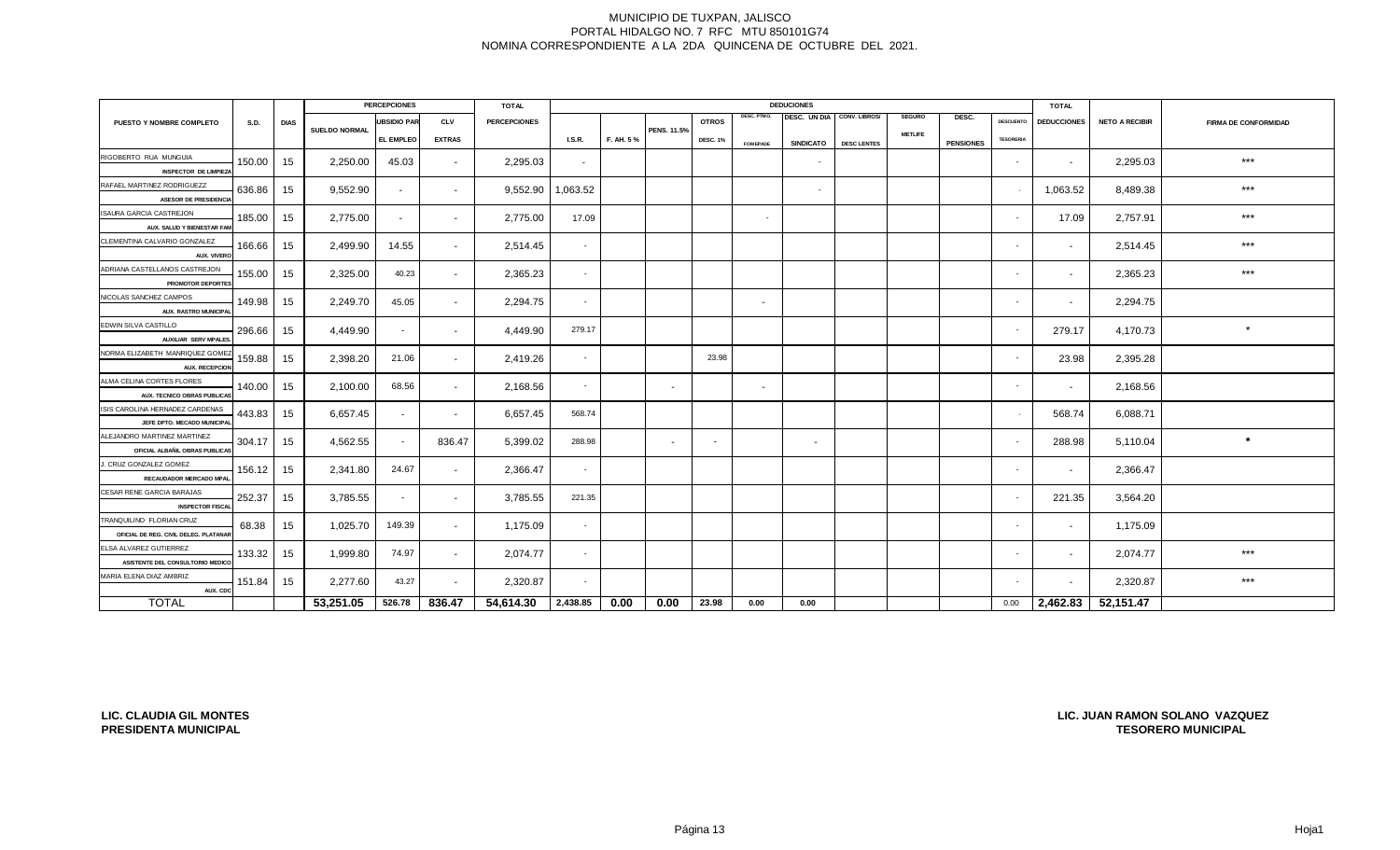MUNICIPIO DE TUXPAN, JALISCO
PORTAL HIDALGO NO. 7 RFC MTU 850101G74
NOMINA CORRESPONDIENTE A LA 2DA QUINCENA DE OCTUBRE DEL 2021.

| PUESTO Y NOMBRE COMPLETO | S.D. | DIAS | PERCEPCIONES | | | TOTAL | DEDUCIONES | | | | | | | | | | TOTAL | NETO A RECIBIR | FIRMA DE CONFORMIDAD |
|---|---|---|---|---|---|---|---|---|---|---|---|---|---|---|---|---|---|---|---|
| | | | SUELDO NORMAL | SUBSIDIO PARA EL EMPLEO | CLV EXTRAS | PERCEPCIONES | I.S.R. | F. AH. 5 % | PENS. 11.5% | OTROS DESC. 1% | DESC. PTMO. FOMEPADE | DESC. UN DIA SINDICATO | CONV. LIBROS/ DESC LENTES | SEGURO METLIFE | DESC. PENSIONES | DESCUENTO TESORERIA | DEDUCCIONES | | |
| RIGOBERTO RUA MUNGUIA INSPECTOR DE LIMPIEZA | 150.00 | 15 | 2,250.00 | 45.03 | - | 2,295.03 | - | | | | | - | | | | - | - | 2,295.03 | *** |
| RAFAEL MARTINEZ RODRIGUEZZ ASESOR DE PRESIDENCIA | 636.86 | 15 | 9,552.90 | - | - | 9,552.90 | 1,063.52 | | | | | - | | | | - | 1,063.52 | 8,489.38 | *** |
| ISAURA GARCIA CASTREJON AUX. SALUD Y BIENESTAR FAM | 185.00 | 15 | 2,775.00 | - | - | 2,775.00 | 17.09 | | | | - | | | | | - | 17.09 | 2,757.91 | *** |
| CLEMENTINA CALVARIO GONZALEZ AUX. VIVERO | 166.66 | 15 | 2,499.90 | 14.55 | - | 2,514.45 | - | | | | | | | | | - | - | 2,514.45 | *** |
| ADRIANA CASTELLANOS CASTREJON PROMOTOR DEPORTES | 155.00 | 15 | 2,325.00 | 40.23 | - | 2,365.23 | - | | | | | | | | | - | - | 2,365.23 | *** |
| NICOLAS SANCHEZ CAMPOS AUX. RASTRO MUNICIPAL | 149.98 | 15 | 2,249.70 | 45.05 | - | 2,294.75 | - | | | | - | | | | | - | - | 2,294.75 | |
| EDWIN SILVA CASTILLO AUXILIAR SERV MPALES. | 296.66 | 15 | 4,449.90 | - | - | 4,449.90 | 279.17 | | | | | | | | | - | 279.17 | 4,170.73 | * |
| NORMA ELIZABETH MANRIQUEZ GOMEZ AUX. RECEPCION | 159.88 | 15 | 2,398.20 | 21.06 | - | 2,419.26 | - | | | 23.98 | | | | | | - | 23.98 | 2,395.28 | |
| ALMA CELINA CORTES FLORES AUX. TECNICO OBRAS PUBLICAS | 140.00 | 15 | 2,100.00 | 68.56 | - | 2,168.56 | - | | - | | - | | | | | - | - | 2,168.56 | |
| ISIS CAROLINA HERNADEZ CARDENAS JEFE DPTO. MECADO MUNICIPAL | 443.83 | 15 | 6,657.45 | - | - | 6,657.45 | 568.74 | | | | | | | | | - | 568.74 | 6,088.71 | |
| ALEJANDRO MARTINEZ MARTINEZ OFICIAL ALBAÑIL OBRAS PUBLICAS | 304.17 | 15 | 4,562.55 | - | 836.47 | 5,399.02 | 288.98 | | - | - | | - | | | | - | 288.98 | 5,110.04 | * |
| J. CRUZ GONZALEZ GOMEZ RECAUDADOR MERCADO MPAL. | 156.12 | 15 | 2,341.80 | 24.67 | - | 2,366.47 | - | | | | | | | | | - | - | 2,366.47 | |
| CESAR RENE GARCIA BARAJAS INSPECTOR FISCAL | 252.37 | 15 | 3,785.55 | - | - | 3,785.55 | 221.35 | | | | | | | | | - | 221.35 | 3,564.20 | |
| TRANQUILINO FLORIAN CRUZ OFICIAL DE REG. CIVIL DELEG. PLATANAR | 68.38 | 15 | 1,025.70 | 149.39 | - | 1,175.09 | - | | | | | | | | | - | - | 1,175.09 | |
| ELSA ALVAREZ GUTIERREZ ASISTENTE DEL CONSULTORIO MEDICO | 133.32 | 15 | 1,999.80 | 74.97 | - | 2,074.77 | - | | | | | | | | | - | - | 2,074.77 | *** |
| MARIA ELENA DIAZ AMBRIZ AUX. CDC | 151.84 | 15 | 2,277.60 | 43.27 | - | 2,320.87 | - | | | | | | | | | - | - | 2,320.87 | *** |
| TOTAL | | | 53,251.05 | 526.78 | 836.47 | 54,614.30 | 2,438.85 | 0.00 | 0.00 | 23.98 | 0.00 | 0.00 | | | | 0.00 | 2,462.83 | 52,151.47 | |

**LIC. CLAUDIA GIL MONTES**
**PRESIDENTA MUNICIPAL**

**LIC. JUAN RAMON SOLANO VAZQUEZ**
**TESORERO MUNICIPAL**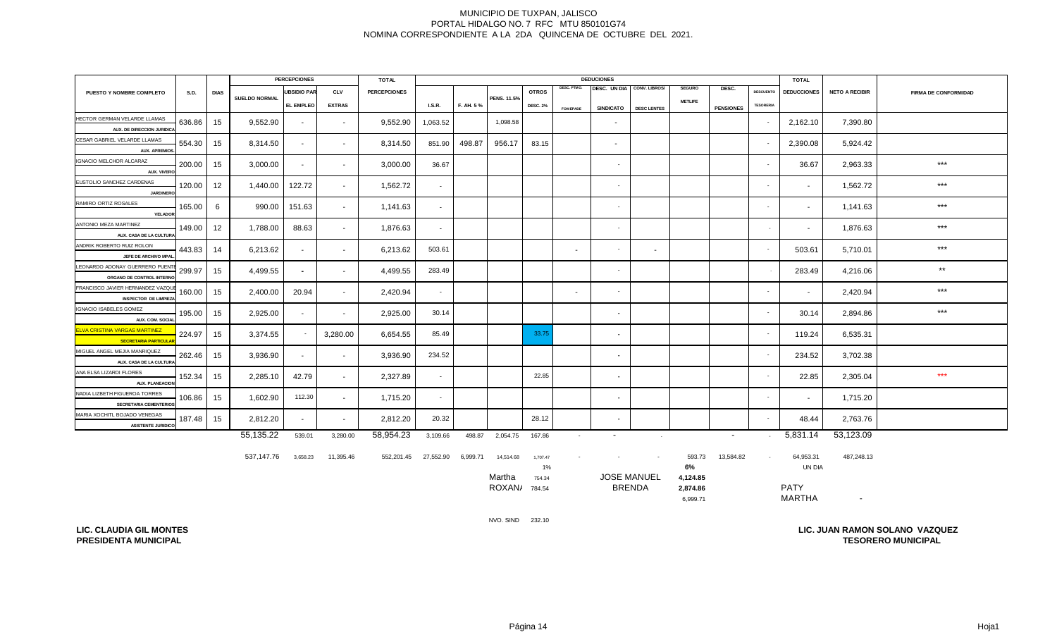MUNICIPIO DE TUXPAN, JALISCO
PORTAL HIDALGO NO. 7 RFC MTU 850101G74
NOMINA CORRESPONDIENTE A LA 2DA QUINCENA DE OCTUBRE DEL 2021.

| PUESTO Y NOMBRE COMPLETO | S.D. | DIAS | PERCEPCIONES SUELDO NORMAL | SUBSIDIO PAR EL EMPLEO | CLV EXTRAS | TOTAL PERCEPCIONES | DEDUCIONES I.S.R. | F. AH. 5 % | PENS. 11.5% | OTROS DESC. 2% | DESC. PTMO. FOMEPADE | DESC. UN DIA SINDICATO | CONV. LIBROS/ DESC LENTES | SEGURO METLIFE | DESC. PENSIONES | DESCUENTO TESORERIA | TOTAL DEDUCCIONES | NETO A RECIBIR | FIRMA DE CONFORMIDAD |
|---|---|---|---|---|---|---|---|---|---|---|---|---|---|---|---|---|---|---|---|
| HECTOR GERMAN VELARDE LLAMAS<br>AUX. DE DIRECCION JURIDICA | 636.86 | 15 | 9,552.90 | - | - | 9,552.90 | 1,063.52 | | 1,098.58 | | | - | | | | - | 2,162.10 | 7,390.80 | |
| CESAR GABRIEL VELARDE LLAMAS<br>AUX. APREMIOS. | 554.30 | 15 | 8,314.50 | - | - | 8,314.50 | 851.90 | 498.87 | 956.17 | 83.15 | | - | | | | - | 2,390.08 | 5,924.42 | |
| IGNACIO MELCHOR ALCARAZ<br>AUX. VIVERO | 200.00 | 15 | 3,000.00 | - | - | 3,000.00 | 36.67 | | | | | - | | | | - | 36.67 | 2,963.33 | *** |
| EUSTOLIO SANCHEZ CARDENAS<br>JARDINERO | 120.00 | 12 | 1,440.00 | 122.72 | - | 1,562.72 | - | | | | | - | | | | - | - | 1,562.72 | *** |
| RAMIRO ORTIZ ROSALES<br>VELADOR | 165.00 | 6 | 990.00 | 151.63 | - | 1,141.63 | - | | | | | - | | | | - | - | 1,141.63 | *** |
| ANTONIO MEZA MARTINEZ<br>AUX. CASA DE LA CULTURA | 149.00 | 12 | 1,788.00 | 88.63 | - | 1,876.63 | - | | | | | - | | | | - | - | 1,876.63 | *** |
| ANDRIK ROBERTO RUIZ ROLON<br>JEFE DE ARCHIVO MPAL. | 443.83 | 14 | 6,213.62 | - | - | 6,213.62 | 503.61 | | | | - | - | - | | | - | 503.61 | 5,710.01 | *** |
| LEONARDO ADONAY GUERRERO PUENTE<br>ORGANO DE CONTROL INTERNO | 299.97 | 15 | 4,499.55 | - | - | 4,499.55 | 283.49 | | | | | - | | | | - | 283.49 | 4,216.06 | ** |
| FRANCISCO JAVIER HERNANDEZ VAZQUEZ<br>INSPECTOR DE LIMPIEZA | 160.00 | 15 | 2,400.00 | 20.94 | - | 2,420.94 | - | | | | - | - | | | | - | - | 2,420.94 | *** |
| IGNACIO ISABELES GOMEZ<br>AUX. COM. SOCIAL | 195.00 | 15 | 2,925.00 | - | - | 2,925.00 | 30.14 | | | | | - | | | | - | 30.14 | 2,894.86 | *** |
| ELVA CRISTINA VARGAS MARTINEZ<br>SECRETARIA PARTICULAR | 224.97 | 15 | 3,374.55 | - | 3,280.00 | 6,654.55 | 85.49 | | | 33.75 | | - | | | | - | 119.24 | 6,535.31 | |
| MIGUEL ANGEL MEJIA MANRIQUEZ<br>AUX. CASA DE LA CULTURA | 262.46 | 15 | 3,936.90 | - | - | 3,936.90 | 234.52 | | | | | - | | | | - | 234.52 | 3,702.38 | |
| ANA ELSA LIZARDI FLORES<br>AUX. PLANEACION | 152.34 | 15 | 2,285.10 | 42.79 | - | 2,327.89 | - | | | 22.85 | | - | | | | - | 22.85 | 2,305.04 | *** |
| NADIA LIZBETH FIGUEROA TORRES<br>SECRETARIA CEMENTERIOS | 106.86 | 15 | 1,602.90 | 112.30 | - | 1,715.20 | - | | | | | - | | | | - | - | 1,715.20 | |
| MARIA XOCHITL BOJADO VENEGAS<br>ASISTENTE JURIDICO | 187.48 | 15 | 2,812.20 | - | - | 2,812.20 | 20.32 | | | 28.12 | | - | | | | - | 48.44 | 2,763.76 | |
| | | | 55,135.22 | 539.01 | 3,280.00 | 58,954.23 | 3,109.66 | 498.87 | 2,054.75 | 167.86 | - | - | - | | - | - | 5,831.14 | 53,123.09 | |
| | | | 537,147.76 | 3,658.23 | 11,395.46 | 552,201.45 | 27,552.90 | 6,999.71 | 14,514.68 | 1,707.47 | - | - | - | 593.73 | 13,584.82 | - | 64,953.31 | 487,248.13 | |
| | | | | | | | | | | 1% | | | | 6% | | | UN DIA | | |
| | | | | | | | | | Martha | 754.34 | | JOSE MANUEL | | 4,124.85 | | | | | |
| | | | | | | | | | ROXANA | 784.54 | | BRENDA | | 2,874.86 | | | PATY | | |
| | | | | | | | | | | | | | | 6,999.71 | | | MARTHA | - | |

NVO. SIND 232.10

**LIC. CLAUDIA GIL MONTES**
**PRESIDENTA MUNICIPAL**

**LIC. JUAN RAMON SOLANO VAZQUEZ**
**TESORERO MUNICIPAL**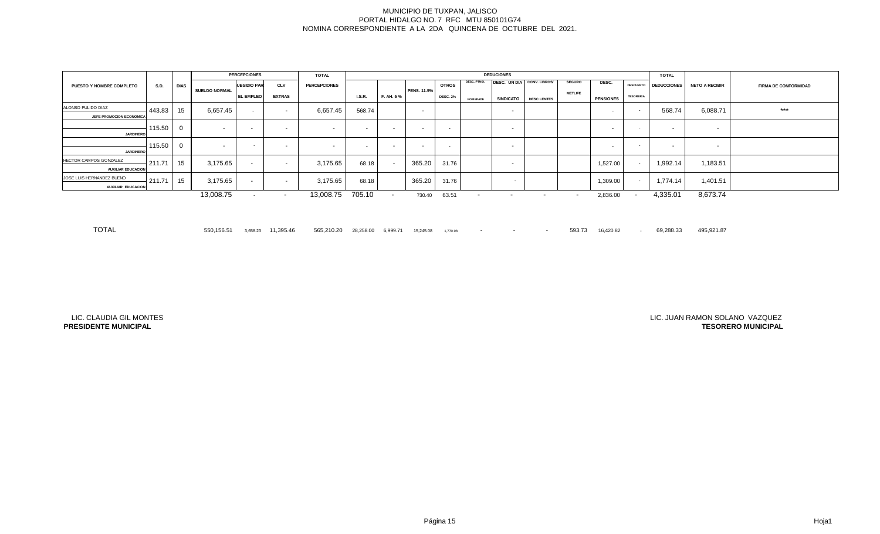MUNICIPIO DE TUXPAN, JALISCO
PORTAL HIDALGO NO. 7 RFC MTU 850101G74
NOMINA CORRESPONDIENTE A LA 2DA QUINCENA DE OCTUBRE DEL 2021.

| PUESTO Y NOMBRE COMPLETO | S.D. | DIAS | PERCEPCIONES | | | TOTAL | DEDUCIONES | | | | | | | | | | TOTAL | NETO A RECIBIR | FIRMA DE CONFORMIDAD |
|---|---|---|---|---|---|---|---|---|---|---|---|---|---|---|---|---|---|---|---|
| | | | SUELDO NORMAL | UBSIDIO PAR EL EMPLEO | CLV EXTRAS | PERCEPCIONES | I.S.R. | F. AH. 5 % | PENS. 11.5% | OTROS DESC. 2% | DESC. PTMO. FOMEPADE | DESC. UN DIA SINDICATO | CONV. LIBROS/ DESC LENTES | SEGURO METLIFE | DESC. PENSIONES | DESCUENTO TESORERIA | DEDUCCIONES | | |
| ALONSO PULIDO DIAZ / JEFE PROMOCION ECONOMICA | 443.83 | 15 | 6,657.45 | - | - | 6,657.45 | 568.74 | | - | | | - | | | - | - | 568.74 | 6,088.71 | *** |
| JARDINERO | 115.50 | 0 | - | - | - | - | - | - | - | - | | - | | | - | - | - | - | |
| JARDINERO | 115.50 | 0 | - | - | - | - | - | - | - | - | | - | | | - | - | - | - | |
| HECTOR CAMPOS GONZALEZ / AUXILIAR EDUCACION | 211.71 | 15 | 3,175.65 | - | - | 3,175.65 | 68.18 | - | 365.20 | 31.76 | | - | | | 1,527.00 | - | 1,992.14 | 1,183.51 | |
| JOSE LUIS HERNANDEZ BUENO / AUXILIAR EDUCACION | 211.71 | 15 | 3,175.65 | - | - | 3,175.65 | 68.18 | | 365.20 | 31.76 | | - | | | 1,309.00 | - | 1,774.14 | 1,401.51 | |
| | | | 13,008.75 | - | - | 13,008.75 | 705.10 | - | 730.40 | 63.51 | - | - | - | - | 2,836.00 | - | 4,335.01 | 8,673.74 | |
| TOTAL | | | 550,156.51 | 3,658.23 | 11,395.46 | 565,210.20 | 28,258.00 | 6,999.71 | 15,245.08 | 1,770.98 | - | - | - | 593.73 | 16,420.82 | - | 69,288.33 | 495,921.87 | |

LIC. CLAUDIA GIL MONTES
**PRESIDENTE MUNICIPAL**

LIC. JUAN RAMON SOLANO VAZQUEZ
**TESORERO MUNICIPAL**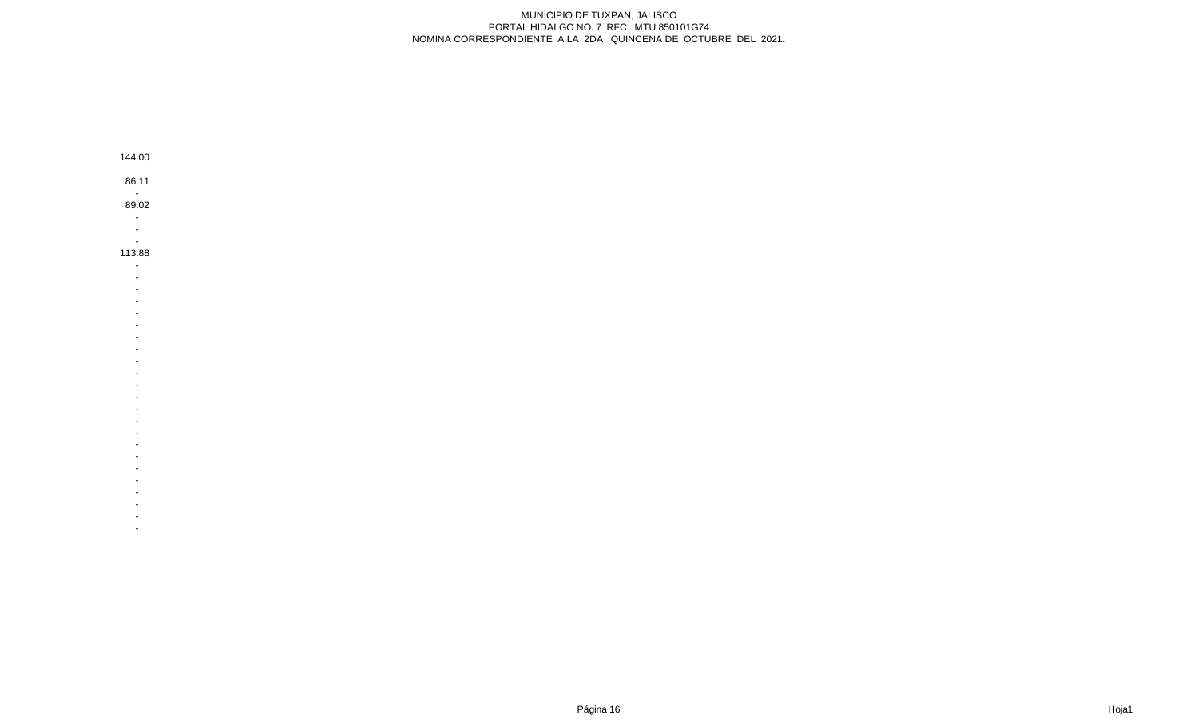MUNICIPIO DE TUXPAN, JALISCO
PORTAL HIDALGO NO. 7 RFC MTU 850101G74
NOMINA CORRESPONDIENTE A LA 2DA QUINCENA DE OCTUBRE DEL 2021.

144.00

86.11
-
89.02
-
-
-
113.88
-
-
-
-
-
-
-
-
-
-
-
-
-
-
-
-
-
-
-
-
-
-
-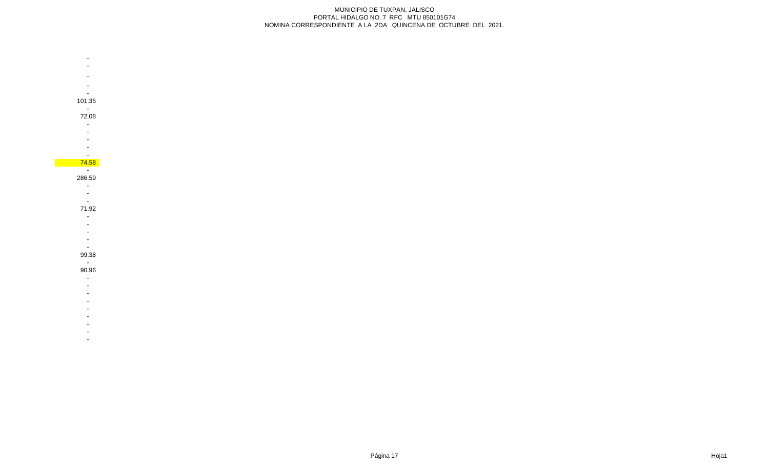MUNICIPIO DE TUXPAN, JALISCO
PORTAL HIDALGO NO. 7 RFC MTU 850101G74
NOMINA CORRESPONDIENTE A LA 2DA QUINCENA DE OCTUBRE DEL 2021.

| |
|---|
| - |
| - |
| - |
| - |
| - |
| 101.35 |
| - |
| 72.08 |
| - |
| - |
| - |
| - |
| - |
| 74.58 |
| - |
| 286.59 |
| - |
| - |
| - |
| 71.92 |
| - |
| - |
| - |
| - |
| - |
| 99.38 |
| - |
| 90.96 |
| - |
| - |
| - |
| - |
| - |
| - |
| - |
| - |
| - |

Hoja1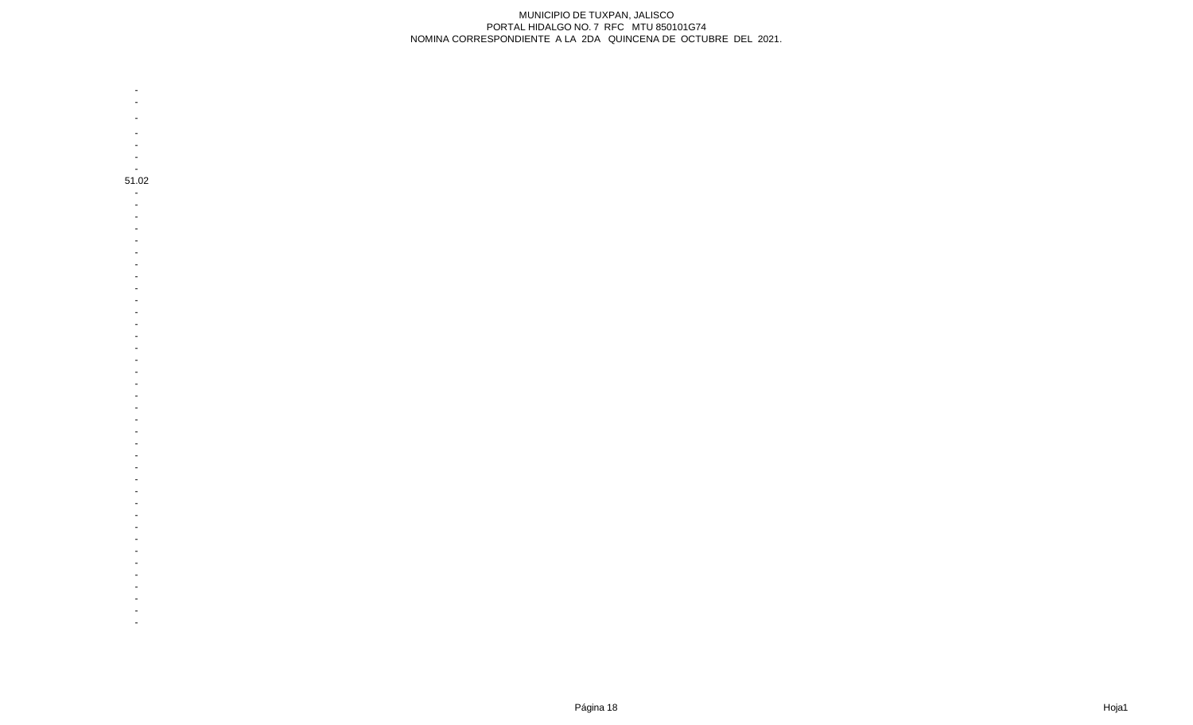MUNICIPIO DE TUXPAN, JALISCO
PORTAL HIDALGO NO. 7 RFC MTU 850101G74
NOMINA CORRESPONDIENTE A LA 2DA QUINCENA DE OCTUBRE DEL 2021.

| |
|---|
| - |
| - |
| - |
| - |
| - |
| - |
| - |
| 51.02 |
| - |
| - |
| - |
| - |
| - |
| - |
| - |
| - |
| - |
| - |
| - |
| - |
| - |
| - |
| - |
| - |
| - |
| - |
| - |
| - |
| - |
| - |
| - |
| - |
| - |
| - |
| - |
| - |
| - |
| - |
| - |
| - |
| - |
| - |
| - |
| - |
| - |
| - |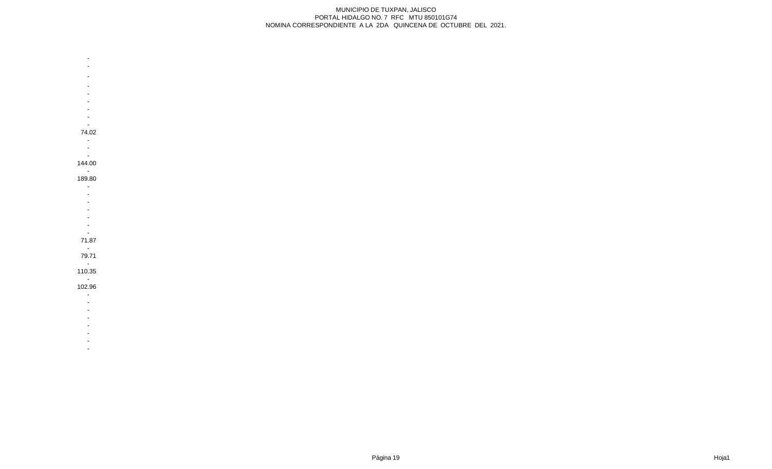MUNICIPIO DE TUXPAN, JALISCO
PORTAL HIDALGO NO. 7 RFC MTU 850101G74
NOMINA CORRESPONDIENTE A LA 2DA QUINCENA DE OCTUBRE DEL 2021.

| |
|---|
| - |
| - |
| - |
| - |
| - |
| - |
| - |
| - |
| - |
| 74.02 |
| - |
| - |
| - |
| 144.00 |
| - |
| 189.80 |
| - |
| - |
| - |
| - |
| - |
| - |
| - |
| 71.87 |
| - |
| 79.71 |
| - |
| 110.35 |
| - |
| 102.96 |
| - |
| - |
| - |
| - |
| - |
| - |
| - |
| - |

Hoja1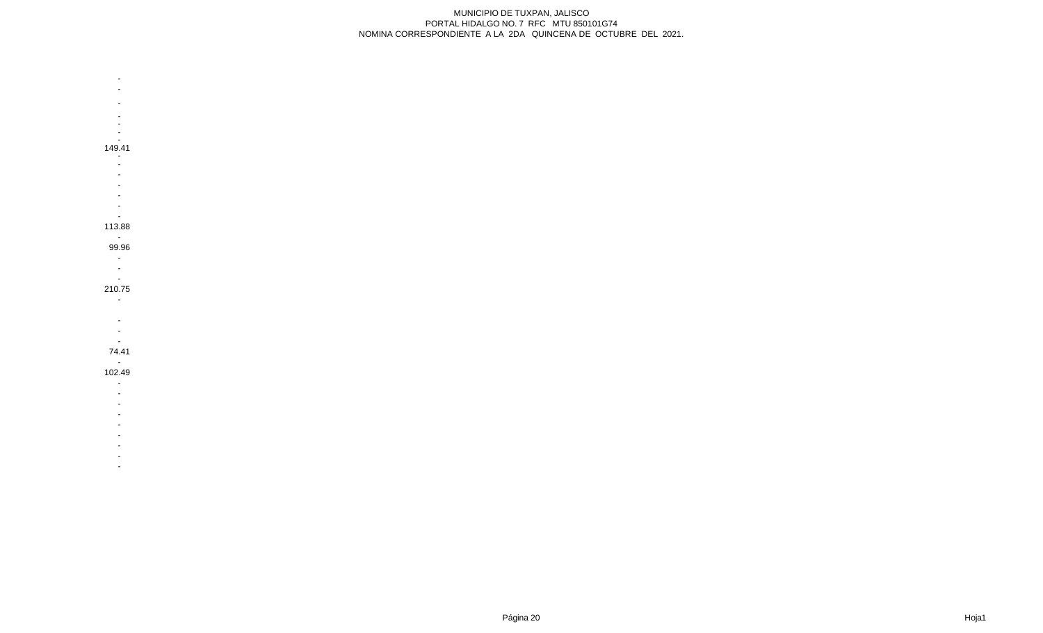MUNICIPIO DE TUXPAN, JALISCO
PORTAL HIDALGO NO. 7 RFC MTU 850101G74
NOMINA CORRESPONDIENTE A LA 2DA QUINCENA DE OCTUBRE DEL 2021.

| |
|---|
| - |
| - |
| - |
| - |
| - |
| - |
| - |
| 149.41 |
| - |
| - |
| - |
| - |
| - |
| - |
| - |
| 113.88 |
| - |
| 99.96 |
| - |
| - |
| - |
| 210.75 |
| - |
| |
| - |
| - |
| - |
| 74.41 |
| - |
| 102.49 |
| - |
| - |
| - |
| - |
| - |
| - |
| - |
| - |
| - |

Hoja1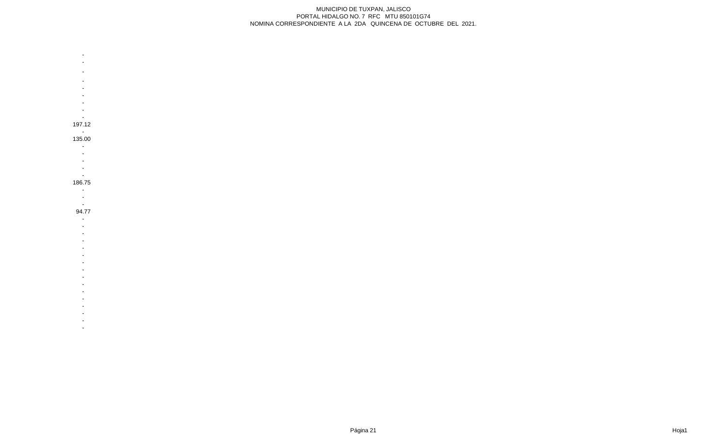-
-
-
-
-
-
-
-
-
197.12
-
135.00
-
-
-
-
-
186.75
-
-
-
94.77
-
-
-
-
-
-
-
-
-
-
-
-
-
-
-
-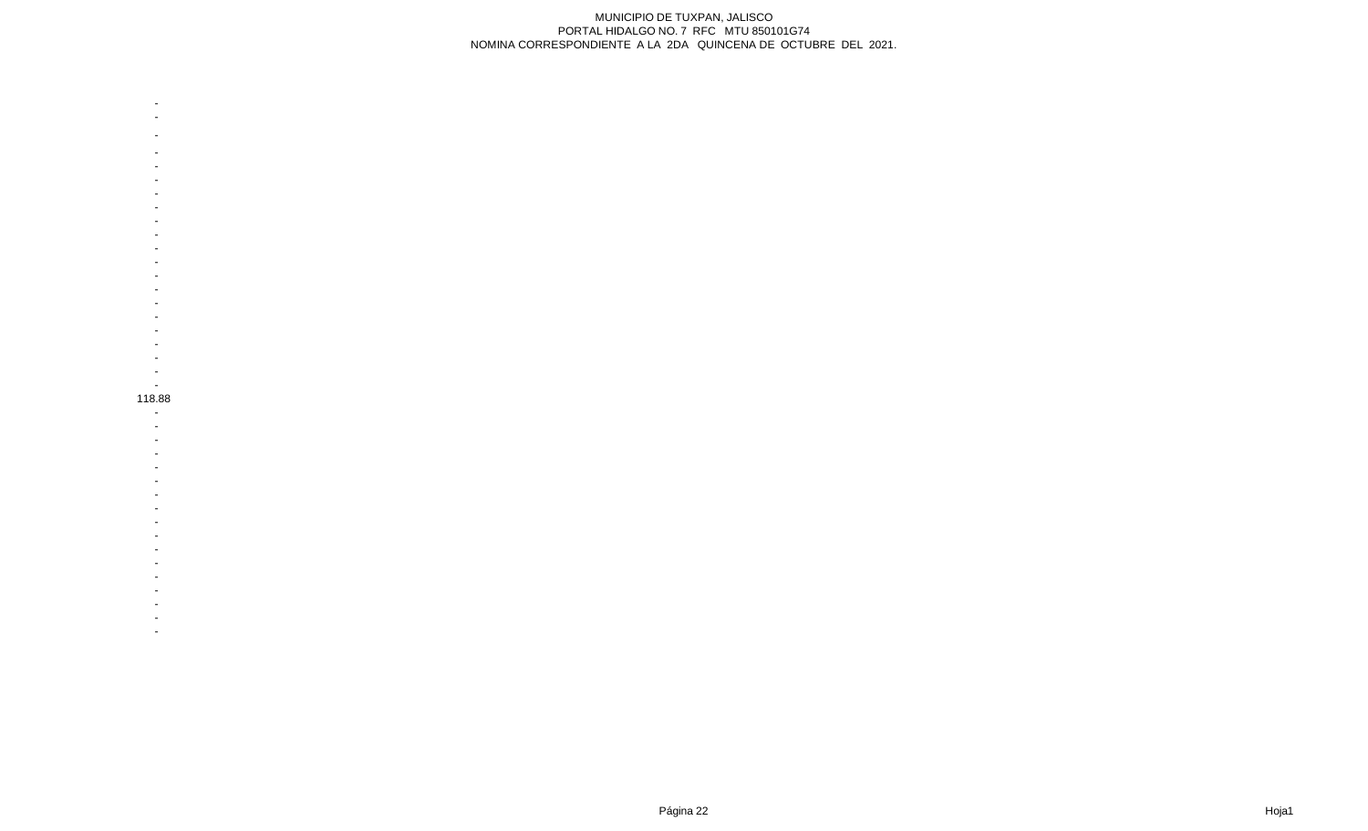MUNICIPIO DE TUXPAN, JALISCO
PORTAL HIDALGO NO. 7 RFC MTU 850101G74
NOMINA CORRESPONDIENTE A LA 2DA QUINCENA DE OCTUBRE DEL 2021.

-
-
-
-
-
-
-
-
-
-
-
-
-
-
-
-
-
-
-
-
-
118.88
-
-
-
-
-
-
-
-
-
-
-
-
-
-
-
-
-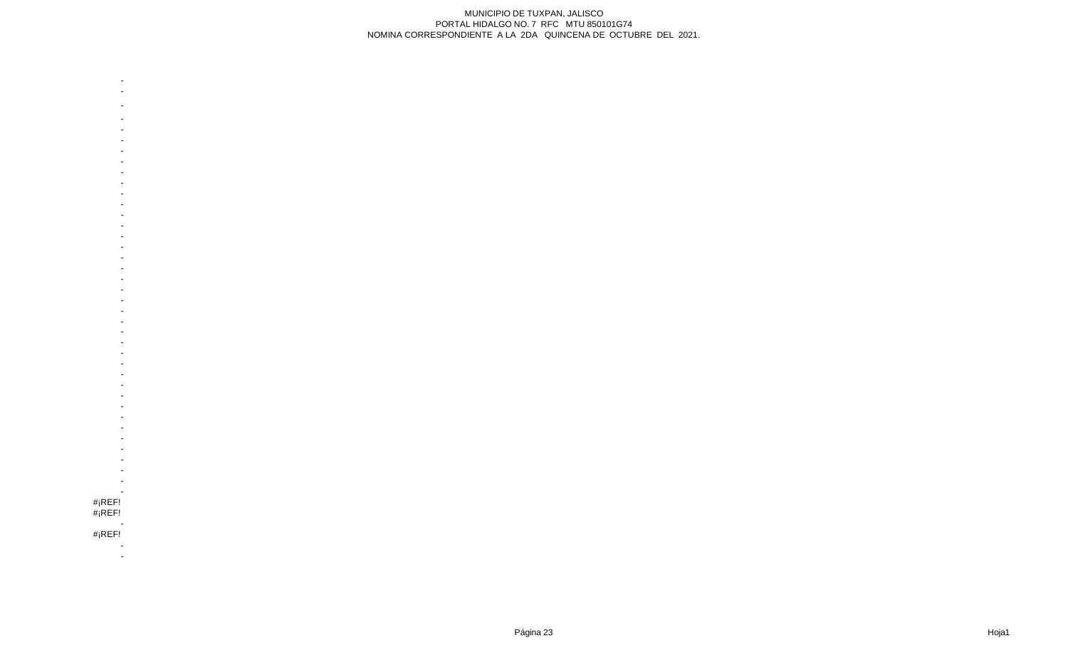MUNICIPIO DE TUXPAN, JALISCO
PORTAL HIDALGO NO. 7 RFC MTU 850101G74
NOMINA CORRESPONDIENTE A LA 2DA QUINCENA DE OCTUBRE DEL 2021.

-
-
-
-
-
-
-
-
-
-
-
-
-
-
-
-
-
-
-
-
-
-
-
-
-
-
-
-
-
-
-
-
-
-
-
-
-
-
-
-
#¡REF!
#¡REF!
-
#¡REF!
-
-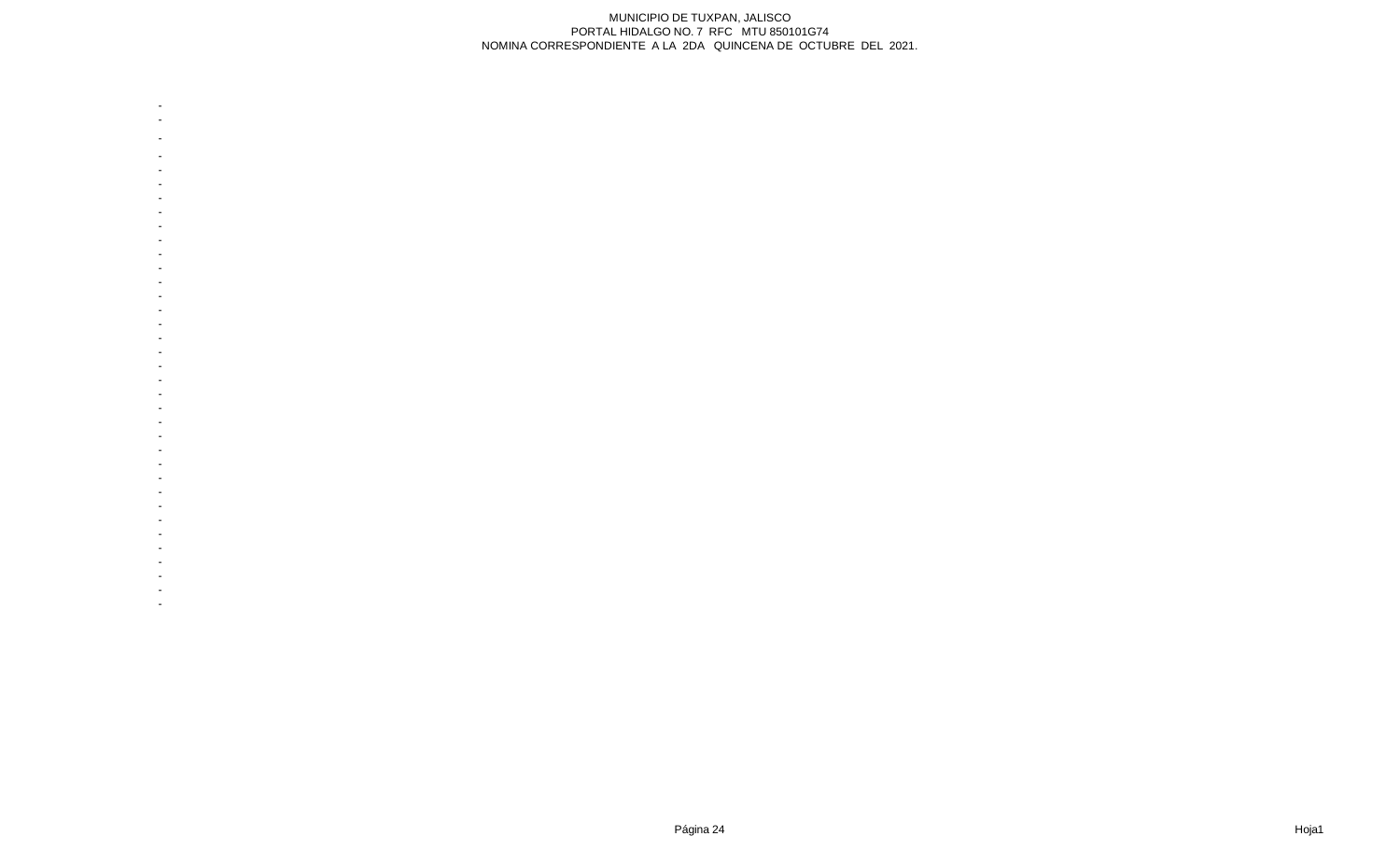MUNICIPIO DE TUXPAN, JALISCO
PORTAL HIDALGO NO. 7 RFC MTU 850101G74
NOMINA CORRESPONDIENTE A LA 2DA QUINCENA DE OCTUBRE DEL 2021.

-
-
-
-
-
-
-
-
-
-
-
-
-
-
-
-
-
-
-
-
-
-
-
-
-
-
-
-
-
-
-
-
-
-
-
-
-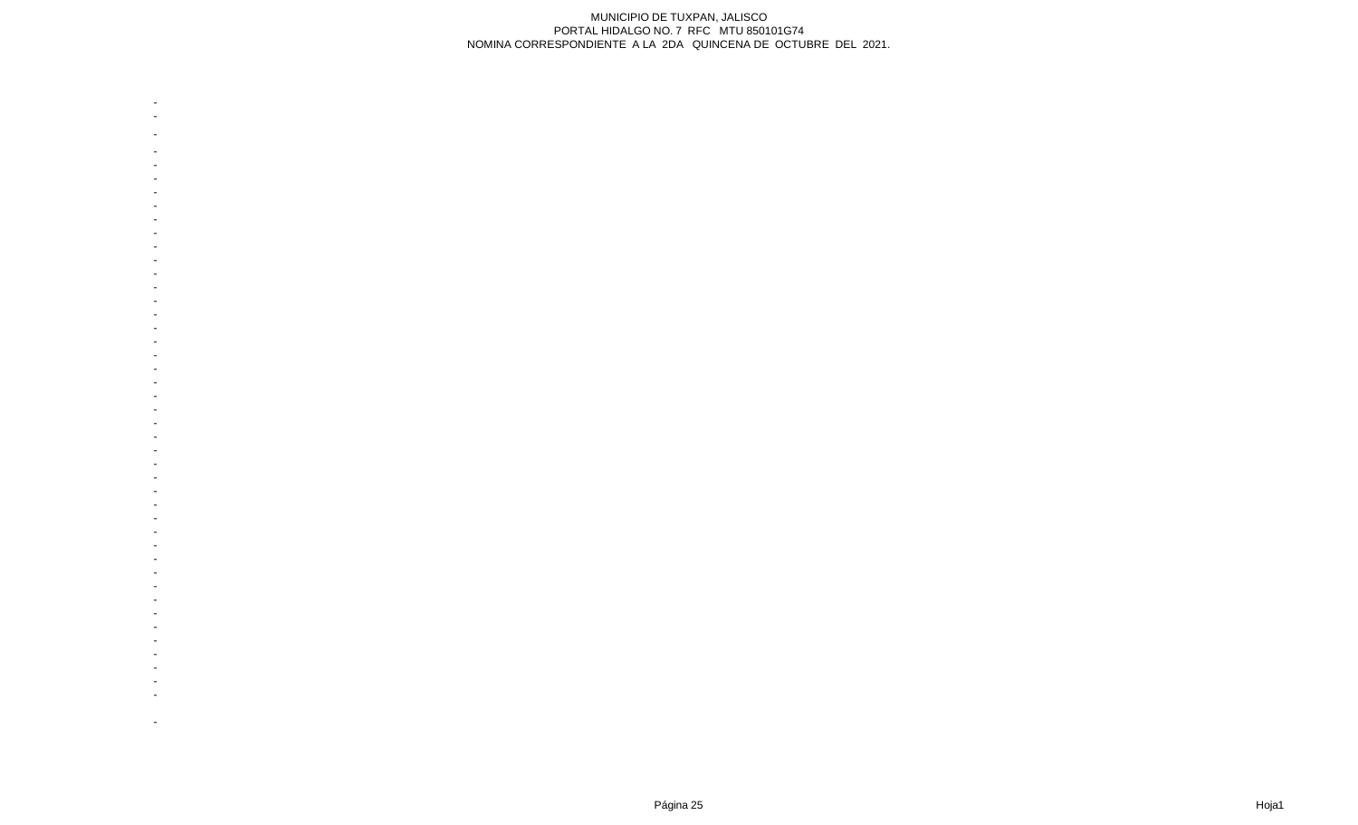MUNICIPIO DE TUXPAN, JALISCO
PORTAL HIDALGO NO. 7 RFC MTU 850101G74
NOMINA CORRESPONDIENTE A LA 2DA QUINCENA DE OCTUBRE DEL 2021.

| |
|---|
| - |
| - |
| - |
| - |
| - |
| - |
| - |
| - |
| - |
| - |
| - |
| - |
| - |
| - |
| - |
| - |
| - |
| - |
| - |
| - |
| - |
| - |
| - |
| - |
| - |
| - |
| - |
| - |
| - |
| - |
| - |
| - |
| - |
| - |
| - |
| - |
| - |
| - |
| - |
| - |
| - |
| - |
| - |
| - |
| |
| - |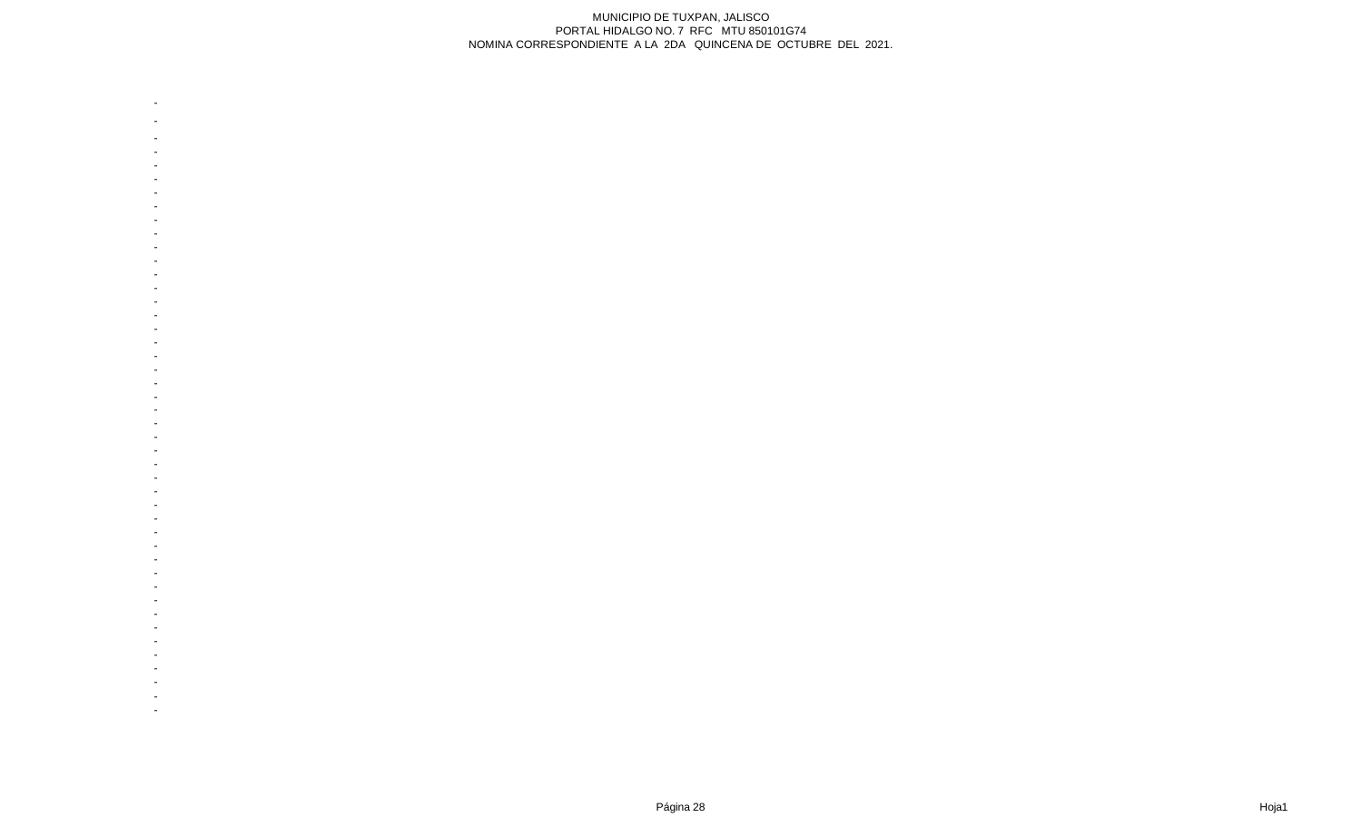MUNICIPIO DE TUXPAN, JALISCO
PORTAL HIDALGO NO. 7 RFC MTU 850101G74
NOMINA CORRESPONDIENTE A LA 2DA QUINCENA DE OCTUBRE DEL 2021.

-
-
-
-
-
-
-
-
-
-
-
-
-
-
-
-
-
-
-
-
-
-
-
-
-
-
-
-
-
-
-
-
-
-
-
-
-
-
-
-
-
-
-
-
-
-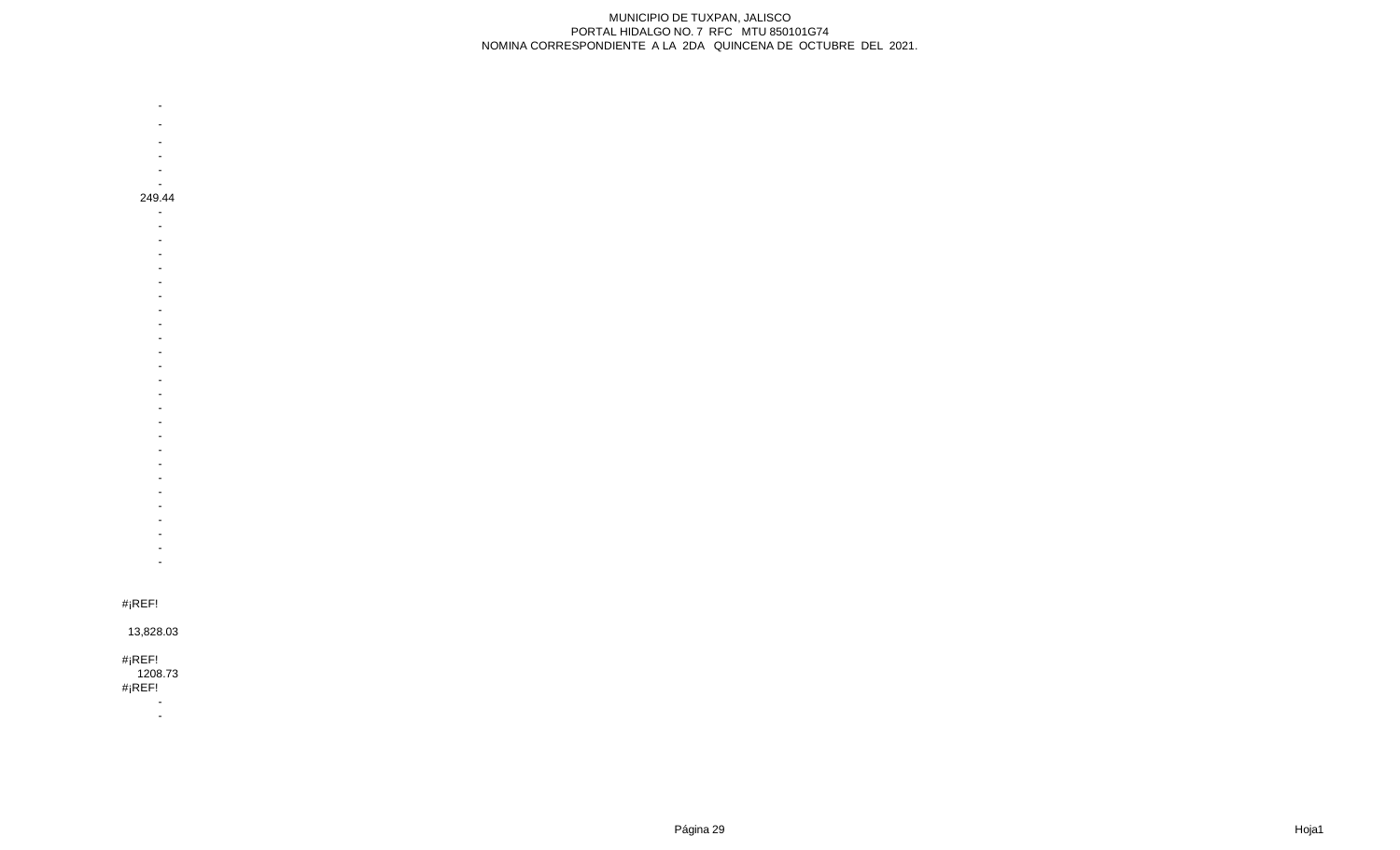-
-
-
-
-
-
249.44
-
-
-
-
-
-
-
-
-
-
-
-
-
-
-
-
-
-
-
-
-
-
-
-
-
-

#¡REF!

13,828.03

#¡REF!
1208.73
#¡REF!
-
-